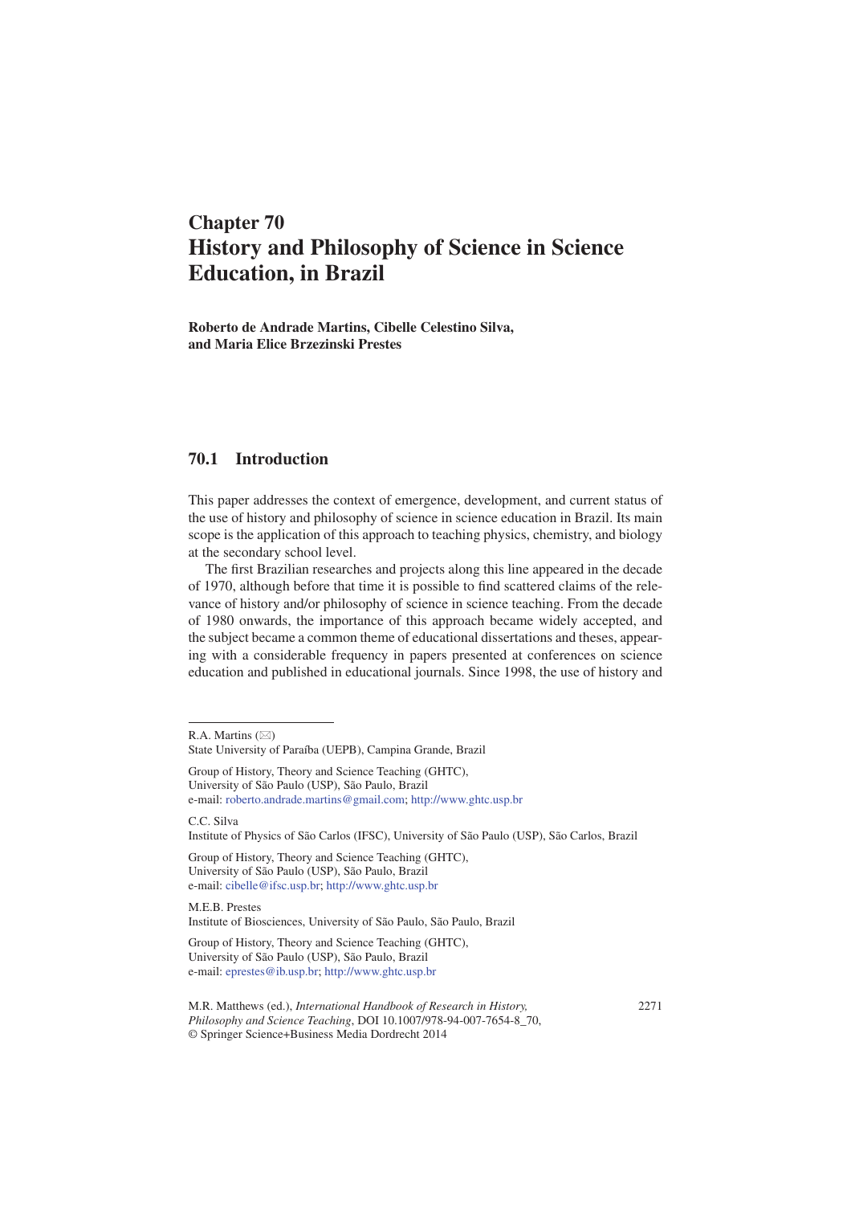# Chapter 70
# History and Philosophy of Science in Science Education, in Brazil

**Roberto de Andrade Martins, Cibelle Celestino Silva, and Maria Elice Brzezinski Prestes**

## 70.1 Introduction

This paper addresses the context of emergence, development, and current status of the use of history and philosophy of science in science education in Brazil. Its main scope is the application of this approach to teaching physics, chemistry, and biology at the secondary school level.

The first Brazilian researches and projects along this line appeared in the decade of 1970, although before that time it is possible to find scattered claims of the relevance of history and/or philosophy of science in science teaching. From the decade of 1980 onwards, the importance of this approach became widely accepted, and the subject became a common theme of educational dissertations and theses, appearing with a considerable frequency in papers presented at conferences on science education and published in educational journals. Since 1998, the use of history and

---

R.A. Martins (✉)
State University of Paraíba (UEPB), Campina Grande, Brazil

Group of History, Theory and Science Teaching (GHTC),
University of São Paulo (USP), São Paulo, Brazil
e-mail: roberto.andrade.martins@gmail.com; http://www.ghtc.usp.br

C.C. Silva
Institute of Physics of São Carlos (IFSC), University of São Paulo (USP), São Carlos, Brazil

Group of History, Theory and Science Teaching (GHTC),
University of São Paulo (USP), São Paulo, Brazil
e-mail: cibelle@ifsc.usp.br; http://www.ghtc.usp.br

M.E.B. Prestes
Institute of Biosciences, University of São Paulo, São Paulo, Brazil

Group of History, Theory and Science Teaching (GHTC),
University of São Paulo (USP), São Paulo, Brazil
e-mail: eprestes@ib.usp.br; http://www.ghtc.usp.br

M.R. Matthews (ed.), *International Handbook of Research in History, Philosophy and Science Teaching*, DOI 10.1007/978-94-007-7654-8_70,
© Springer Science+Business Media Dordrecht 2014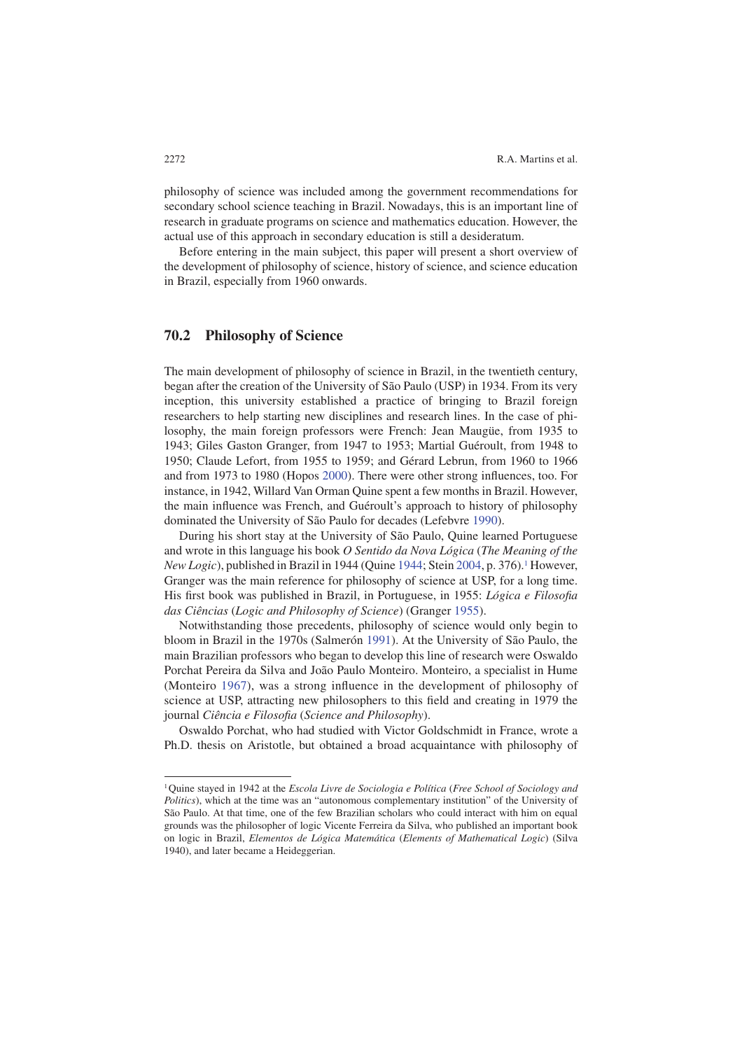philosophy of science was included among the government recommendations for secondary school science teaching in Brazil. Nowadays, this is an important line of research in graduate programs on science and mathematics education. However, the actual use of this approach in secondary education is still a desideratum.

Before entering in the main subject, this paper will present a short overview of the development of philosophy of science, history of science, and science education in Brazil, especially from 1960 onwards.

## 70.2 Philosophy of Science

The main development of philosophy of science in Brazil, in the twentieth century, began after the creation of the University of São Paulo (USP) in 1934. From its very inception, this university established a practice of bringing to Brazil foreign researchers to help starting new disciplines and research lines. In the case of philosophy, the main foreign professors were French: Jean Maugüe, from 1935 to 1943; Giles Gaston Granger, from 1947 to 1953; Martial Guéroult, from 1948 to 1950; Claude Lefort, from 1955 to 1959; and Gérard Lebrun, from 1960 to 1966 and from 1973 to 1980 (Hopos 2000). There were other strong influences, too. For instance, in 1942, Willard Van Orman Quine spent a few months in Brazil. However, the main influence was French, and Guéroult's approach to history of philosophy dominated the University of São Paulo for decades (Lefebvre 1990).

During his short stay at the University of São Paulo, Quine learned Portuguese and wrote in this language his book *O Sentido da Nova Lógica* (*The Meaning of the New Logic*), published in Brazil in 1944 (Quine 1944; Stein 2004, p. 376).[1] However, Granger was the main reference for philosophy of science at USP, for a long time. His first book was published in Brazil, in Portuguese, in 1955: *Lógica e Filosofia das Ciências* (*Logic and Philosophy of Science*) (Granger 1955).

Notwithstanding those precedents, philosophy of science would only begin to bloom in Brazil in the 1970s (Salmerón 1991). At the University of São Paulo, the main Brazilian professors who began to develop this line of research were Oswaldo Porchat Pereira da Silva and João Paulo Monteiro. Monteiro, a specialist in Hume (Monteiro 1967), was a strong influence in the development of philosophy of science at USP, attracting new philosophers to this field and creating in 1979 the journal *Ciência e Filosofia* (*Science and Philosophy*).

Oswaldo Porchat, who had studied with Victor Goldschmidt in France, wrote a Ph.D. thesis on Aristotle, but obtained a broad acquaintance with philosophy of

[1] Quine stayed in 1942 at the *Escola Livre de Sociologia e Política* (*Free School of Sociology and Politics*), which at the time was an "autonomous complementary institution" of the University of São Paulo. At that time, one of the few Brazilian scholars who could interact with him on equal grounds was the philosopher of logic Vicente Ferreira da Silva, who published an important book on logic in Brazil, *Elementos de Lógica Matemática* (*Elements of Mathematical Logic*) (Silva 1940), and later became a Heideggerian.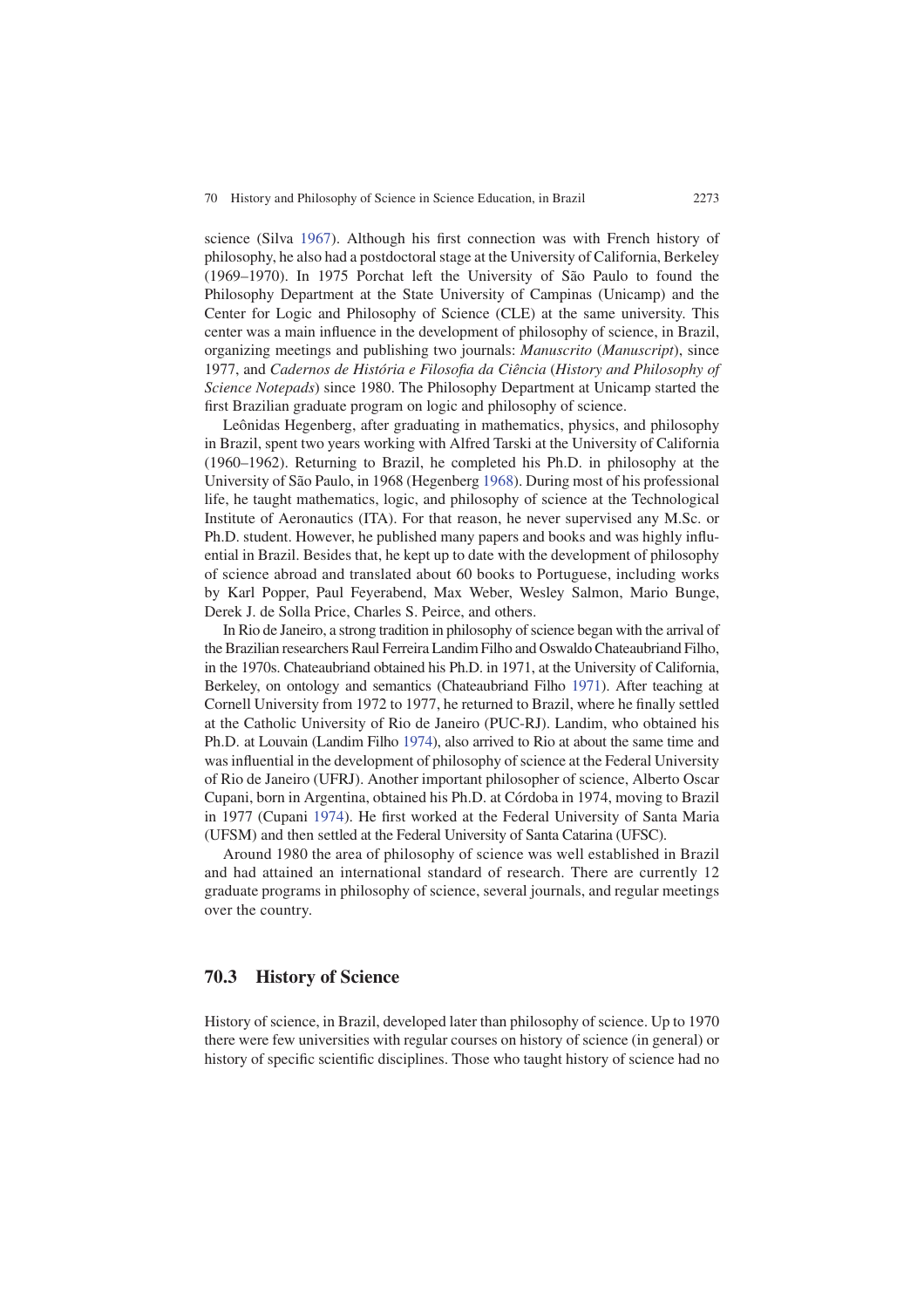science (Silva 1967). Although his first connection was with French history of philosophy, he also had a postdoctoral stage at the University of California, Berkeley (1969–1970). In 1975 Porchat left the University of São Paulo to found the Philosophy Department at the State University of Campinas (Unicamp) and the Center for Logic and Philosophy of Science (CLE) at the same university. This center was a main influence in the development of philosophy of science, in Brazil, organizing meetings and publishing two journals: *Manuscrito* (*Manuscript*), since 1977, and *Cadernos de História e Filosofia da Ciência* (*History and Philosophy of Science Notepads*) since 1980. The Philosophy Department at Unicamp started the first Brazilian graduate program on logic and philosophy of science.

Leônidas Hegenberg, after graduating in mathematics, physics, and philosophy in Brazil, spent two years working with Alfred Tarski at the University of California (1960–1962). Returning to Brazil, he completed his Ph.D. in philosophy at the University of São Paulo, in 1968 (Hegenberg 1968). During most of his professional life, he taught mathematics, logic, and philosophy of science at the Technological Institute of Aeronautics (ITA). For that reason, he never supervised any M.Sc. or Ph.D. student. However, he published many papers and books and was highly influential in Brazil. Besides that, he kept up to date with the development of philosophy of science abroad and translated about 60 books to Portuguese, including works by Karl Popper, Paul Feyerabend, Max Weber, Wesley Salmon, Mario Bunge, Derek J. de Solla Price, Charles S. Peirce, and others.

In Rio de Janeiro, a strong tradition in philosophy of science began with the arrival of the Brazilian researchers Raul Ferreira Landim Filho and Oswaldo Chateaubriand Filho, in the 1970s. Chateaubriand obtained his Ph.D. in 1971, at the University of California, Berkeley, on ontology and semantics (Chateaubriand Filho 1971). After teaching at Cornell University from 1972 to 1977, he returned to Brazil, where he finally settled at the Catholic University of Rio de Janeiro (PUC-RJ). Landim, who obtained his Ph.D. at Louvain (Landim Filho 1974), also arrived to Rio at about the same time and was influential in the development of philosophy of science at the Federal University of Rio de Janeiro (UFRJ). Another important philosopher of science, Alberto Oscar Cupani, born in Argentina, obtained his Ph.D. at Córdoba in 1974, moving to Brazil in 1977 (Cupani 1974). He first worked at the Federal University of Santa Maria (UFSM) and then settled at the Federal University of Santa Catarina (UFSC).

Around 1980 the area of philosophy of science was well established in Brazil and had attained an international standard of research. There are currently 12 graduate programs in philosophy of science, several journals, and regular meetings over the country.

## 70.3 History of Science

History of science, in Brazil, developed later than philosophy of science. Up to 1970 there were few universities with regular courses on history of science (in general) or history of specific scientific disciplines. Those who taught history of science had no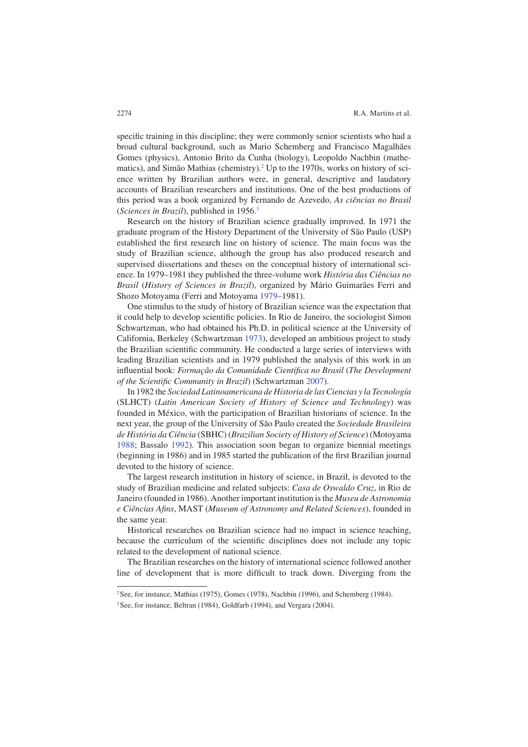specific training in this discipline; they were commonly senior scientists who had a broad cultural background, such as Mario Schemberg and Francisco Magalhães Gomes (physics), Antonio Brito da Cunha (biology), Leopoldo Nachbin (mathematics), and Simão Mathias (chemistry).[2] Up to the 1970s, works on history of science written by Brazilian authors were, in general, descriptive and laudatory accounts of Brazilian researchers and institutions. One of the best productions of this period was a book organized by Fernando de Azevedo, *As ciências no Brasil* (*Sciences in Brazil*), published in 1956.[3]

Research on the history of Brazilian science gradually improved. In 1971 the graduate program of the History Department of the University of São Paulo (USP) established the first research line on history of science. The main focus was the study of Brazilian science, although the group has also produced research and supervised dissertations and theses on the conceptual history of international science. In 1979–1981 they published the three-volume work *História das Ciências no Brasil* (*History of Sciences in Brazil*), organized by Mário Guimarães Ferri and Shozo Motoyama (Ferri and Motoyama 1979–1981).

One stimulus to the study of history of Brazilian science was the expectation that it could help to develop scientific policies. In Rio de Janeiro, the sociologist Simon Schwartzman, who had obtained his Ph.D. in political science at the University of California, Berkeley (Schwartzman 1973), developed an ambitious project to study the Brazilian scientific community. He conducted a large series of interviews with leading Brazilian scientists and in 1979 published the analysis of this work in an influential book: *Formação da Comunidade Científica no Brasil* (*The Development of the Scientific Community in Brazil*) (Schwartzman 2007).

In 1982 the *Sociedad Latinoamericana de Historia de las Ciencias y la Tecnología* (SLHCT) (*Latin American Society of History of Science and Technology*) was founded in México, with the participation of Brazilian historians of science. In the next year, the group of the University of São Paulo created the *Sociedade Brasileira de História da Ciência* (SBHC) (*Brazilian Society of History of Science*) (Motoyama 1988; Bassalo 1992). This association soon began to organize biennial meetings (beginning in 1986) and in 1985 started the publication of the first Brazilian journal devoted to the history of science.

The largest research institution in history of science, in Brazil, is devoted to the study of Brazilian medicine and related subjects: *Casa de Oswaldo Cruz*, in Rio de Janeiro (founded in 1986). Another important institution is the *Museu de Astronomia e Ciências Afins*, MAST (*Museum of Astronomy and Related Sciences*), founded in the same year.

Historical researches on Brazilian science had no impact in science teaching, because the curriculum of the scientific disciplines does not include any topic related to the development of national science.

The Brazilian researches on the history of international science followed another line of development that is more difficult to track down. Diverging from the

---

[2] See, for instance, Mathias (1975), Gomes (1978), Nachbin (1996), and Schemberg (1984).

[3] See, for instance, Beltran (1984), Goldfarb (1994), and Vergara (2004).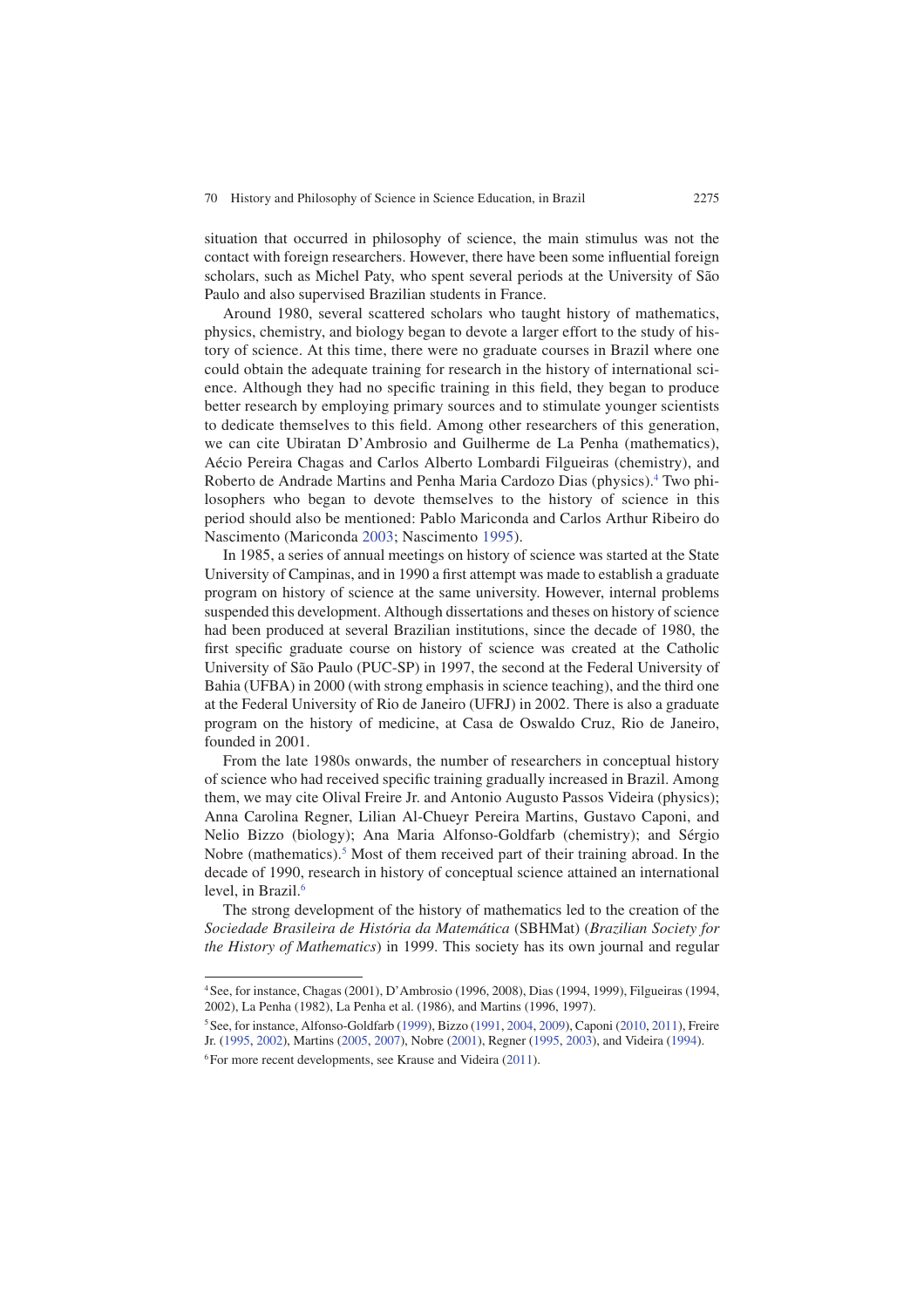situation that occurred in philosophy of science, the main stimulus was not the contact with foreign researchers. However, there have been some influential foreign scholars, such as Michel Paty, who spent several periods at the University of São Paulo and also supervised Brazilian students in France.

Around 1980, several scattered scholars who taught history of mathematics, physics, chemistry, and biology began to devote a larger effort to the study of history of science. At this time, there were no graduate courses in Brazil where one could obtain the adequate training for research in the history of international science. Although they had no specific training in this field, they began to produce better research by employing primary sources and to stimulate younger scientists to dedicate themselves to this field. Among other researchers of this generation, we can cite Ubiratan D'Ambrosio and Guilherme de La Penha (mathematics), Aécio Pereira Chagas and Carlos Alberto Lombardi Filgueiras (chemistry), and Roberto de Andrade Martins and Penha Maria Cardozo Dias (physics).[4] Two philosophers who began to devote themselves to the history of science in this period should also be mentioned: Pablo Mariconda and Carlos Arthur Ribeiro do Nascimento (Mariconda 2003; Nascimento 1995).

In 1985, a series of annual meetings on history of science was started at the State University of Campinas, and in 1990 a first attempt was made to establish a graduate program on history of science at the same university. However, internal problems suspended this development. Although dissertations and theses on history of science had been produced at several Brazilian institutions, since the decade of 1980, the first specific graduate course on history of science was created at the Catholic University of São Paulo (PUC-SP) in 1997, the second at the Federal University of Bahia (UFBA) in 2000 (with strong emphasis in science teaching), and the third one at the Federal University of Rio de Janeiro (UFRJ) in 2002. There is also a graduate program on the history of medicine, at Casa de Oswaldo Cruz, Rio de Janeiro, founded in 2001.

From the late 1980s onwards, the number of researchers in conceptual history of science who had received specific training gradually increased in Brazil. Among them, we may cite Olival Freire Jr. and Antonio Augusto Passos Videira (physics); Anna Carolina Regner, Lilian Al-Chueyr Pereira Martins, Gustavo Caponi, and Nelio Bizzo (biology); Ana Maria Alfonso-Goldfarb (chemistry); and Sérgio Nobre (mathematics).[5] Most of them received part of their training abroad. In the decade of 1990, research in history of conceptual science attained an international level, in Brazil.[6]

The strong development of the history of mathematics led to the creation of the *Sociedade Brasileira de História da Matemática* (SBHMat) (*Brazilian Society for the History of Mathematics*) in 1999. This society has its own journal and regular

---

[4] See, for instance, Chagas (2001), D'Ambrosio (1996, 2008), Dias (1994, 1999), Filgueiras (1994, 2002), La Penha (1982), La Penha et al. (1986), and Martins (1996, 1997).

[5] See, for instance, Alfonso-Goldfarb (1999), Bizzo (1991, 2004, 2009), Caponi (2010, 2011), Freire Jr. (1995, 2002), Martins (2005, 2007), Nobre (2001), Regner (1995, 2003), and Videira (1994).

[6] For more recent developments, see Krause and Videira (2011).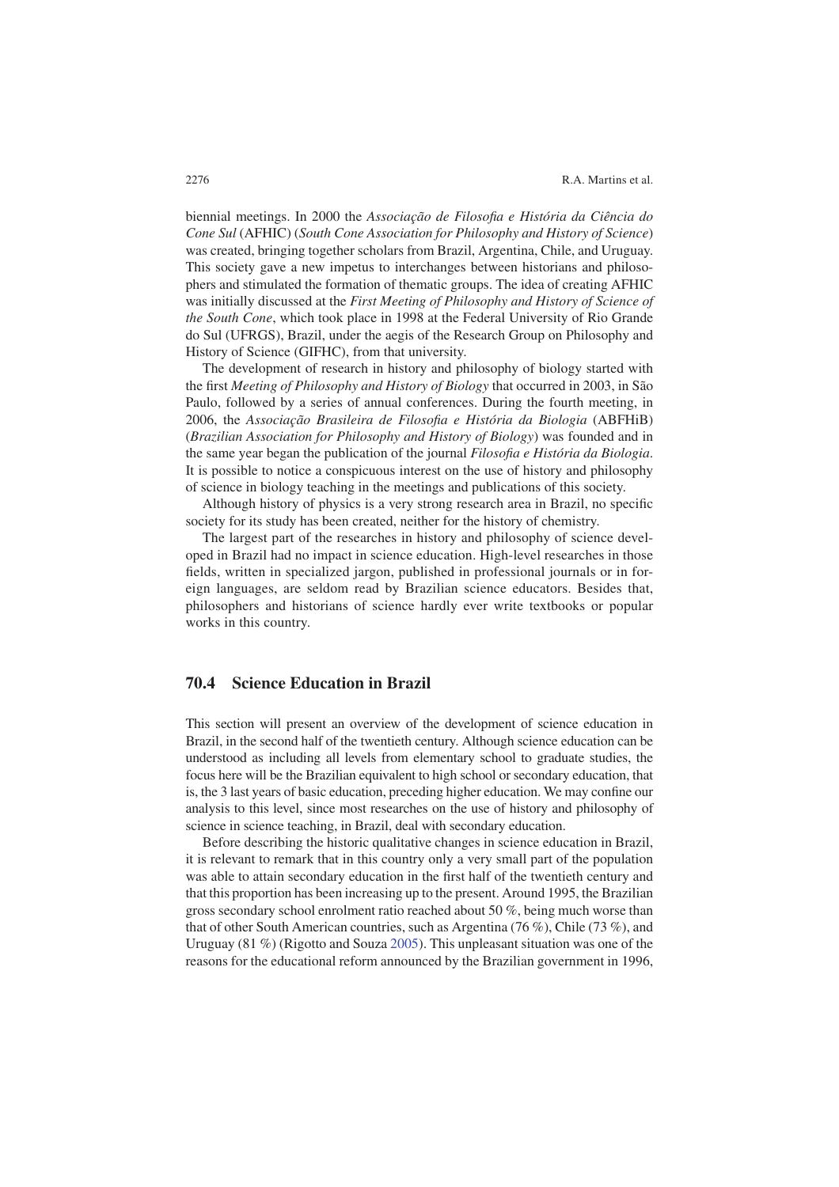biennial meetings. In 2000 the *Associação de Filosofia e História da Ciência do Cone Sul* (AFHIC) (*South Cone Association for Philosophy and History of Science*) was created, bringing together scholars from Brazil, Argentina, Chile, and Uruguay. This society gave a new impetus to interchanges between historians and philosophers and stimulated the formation of thematic groups. The idea of creating AFHIC was initially discussed at the *First Meeting of Philosophy and History of Science of the South Cone*, which took place in 1998 at the Federal University of Rio Grande do Sul (UFRGS), Brazil, under the aegis of the Research Group on Philosophy and History of Science (GIFHC), from that university.

The development of research in history and philosophy of biology started with the first *Meeting of Philosophy and History of Biology* that occurred in 2003, in São Paulo, followed by a series of annual conferences. During the fourth meeting, in 2006, the *Associação Brasileira de Filosofia e História da Biologia* (ABFHiB) (*Brazilian Association for Philosophy and History of Biology*) was founded and in the same year began the publication of the journal *Filosofia e História da Biologia*. It is possible to notice a conspicuous interest on the use of history and philosophy of science in biology teaching in the meetings and publications of this society.

Although history of physics is a very strong research area in Brazil, no specific society for its study has been created, neither for the history of chemistry.

The largest part of the researches in history and philosophy of science developed in Brazil had no impact in science education. High-level researches in those fields, written in specialized jargon, published in professional journals or in foreign languages, are seldom read by Brazilian science educators. Besides that, philosophers and historians of science hardly ever write textbooks or popular works in this country.

## 70.4 Science Education in Brazil

This section will present an overview of the development of science education in Brazil, in the second half of the twentieth century. Although science education can be understood as including all levels from elementary school to graduate studies, the focus here will be the Brazilian equivalent to high school or secondary education, that is, the 3 last years of basic education, preceding higher education. We may confine our analysis to this level, since most researches on the use of history and philosophy of science in science teaching, in Brazil, deal with secondary education.

Before describing the historic qualitative changes in science education in Brazil, it is relevant to remark that in this country only a very small part of the population was able to attain secondary education in the first half of the twentieth century and that this proportion has been increasing up to the present. Around 1995, the Brazilian gross secondary school enrolment ratio reached about 50 %, being much worse than that of other South American countries, such as Argentina (76 %), Chile (73 %), and Uruguay (81 %) (Rigotto and Souza 2005). This unpleasant situation was one of the reasons for the educational reform announced by the Brazilian government in 1996,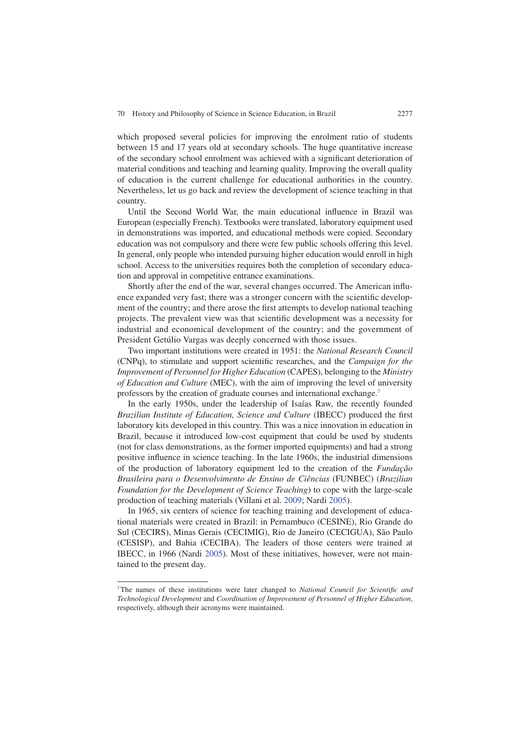which proposed several policies for improving the enrolment ratio of students between 15 and 17 years old at secondary schools. The huge quantitative increase of the secondary school enrolment was achieved with a significant deterioration of material conditions and teaching and learning quality. Improving the overall quality of education is the current challenge for educational authorities in the country. Nevertheless, let us go back and review the development of science teaching in that country.

Until the Second World War, the main educational influence in Brazil was European (especially French). Textbooks were translated, laboratory equipment used in demonstrations was imported, and educational methods were copied. Secondary education was not compulsory and there were few public schools offering this level. In general, only people who intended pursuing higher education would enroll in high school. Access to the universities requires both the completion of secondary education and approval in competitive entrance examinations.

Shortly after the end of the war, several changes occurred. The American influence expanded very fast; there was a stronger concern with the scientific development of the country; and there arose the first attempts to develop national teaching projects. The prevalent view was that scientific development was a necessity for industrial and economical development of the country; and the government of President Getúlio Vargas was deeply concerned with those issues.

Two important institutions were created in 1951: the *National Research Council* (CNPq), to stimulate and support scientific researches, and the *Campaign for the Improvement of Personnel for Higher Education* (CAPES), belonging to the *Ministry of Education and Culture* (MEC), with the aim of improving the level of university professors by the creation of graduate courses and international exchange.[7]

In the early 1950s, under the leadership of Isaías Raw, the recently founded *Brazilian Institute of Education, Science and Culture* (IBECC) produced the first laboratory kits developed in this country. This was a nice innovation in education in Brazil, because it introduced low-cost equipment that could be used by students (not for class demonstrations, as the former imported equipments) and had a strong positive influence in science teaching. In the late 1960s, the industrial dimensions of the production of laboratory equipment led to the creation of the *Fundação Brasileira para o Desenvolvimento de Ensino de Ciências* (FUNBEC) (*Brazilian Foundation for the Development of Science Teaching*) to cope with the large-scale production of teaching materials (Villani et al. 2009; Nardi 2005).

In 1965, six centers of science for teaching training and development of educational materials were created in Brazil: in Pernambuco (CESINE), Rio Grande do Sul (CECIRS), Minas Gerais (CECIMIG), Rio de Janeiro (CECIGUA), São Paulo (CESISP), and Bahia (CECIBA). The leaders of those centers were trained at IBECC, in 1966 (Nardi 2005). Most of these initiatives, however, were not maintained to the present day.

---

[7] The names of these institutions were later changed to *National Council for Scientific and Technological Development* and *Coordination of Improvement of Personnel of Higher Education*, respectively, although their acronyms were maintained.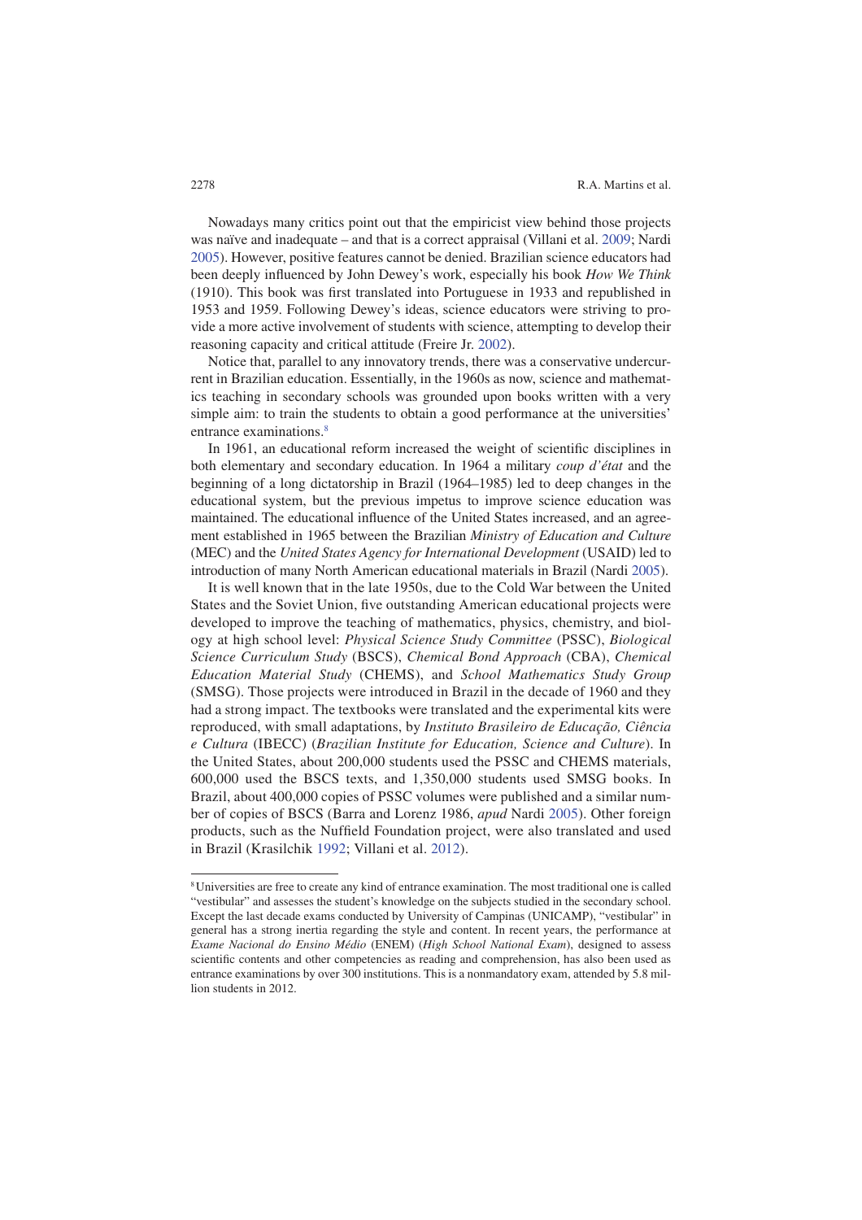Nowadays many critics point out that the empiricist view behind those projects was naïve and inadequate – and that is a correct appraisal (Villani et al. 2009; Nardi 2005). However, positive features cannot be denied. Brazilian science educators had been deeply influenced by John Dewey's work, especially his book *How We Think* (1910). This book was first translated into Portuguese in 1933 and republished in 1953 and 1959. Following Dewey's ideas, science educators were striving to provide a more active involvement of students with science, attempting to develop their reasoning capacity and critical attitude (Freire Jr. 2002).

Notice that, parallel to any innovatory trends, there was a conservative undercurrent in Brazilian education. Essentially, in the 1960s as now, science and mathematics teaching in secondary schools was grounded upon books written with a very simple aim: to train the students to obtain a good performance at the universities' entrance examinations.[8]

In 1961, an educational reform increased the weight of scientific disciplines in both elementary and secondary education. In 1964 a military *coup d'état* and the beginning of a long dictatorship in Brazil (1964–1985) led to deep changes in the educational system, but the previous impetus to improve science education was maintained. The educational influence of the United States increased, and an agreement established in 1965 between the Brazilian *Ministry of Education and Culture* (MEC) and the *United States Agency for International Development* (USAID) led to introduction of many North American educational materials in Brazil (Nardi 2005).

It is well known that in the late 1950s, due to the Cold War between the United States and the Soviet Union, five outstanding American educational projects were developed to improve the teaching of mathematics, physics, chemistry, and biology at high school level: *Physical Science Study Committee* (PSSC), *Biological Science Curriculum Study* (BSCS), *Chemical Bond Approach* (CBA), *Chemical Education Material Study* (CHEMS), and *School Mathematics Study Group* (SMSG). Those projects were introduced in Brazil in the decade of 1960 and they had a strong impact. The textbooks were translated and the experimental kits were reproduced, with small adaptations, by *Instituto Brasileiro de Educação, Ciência e Cultura* (IBECC) (*Brazilian Institute for Education, Science and Culture*). In the United States, about 200,000 students used the PSSC and CHEMS materials, 600,000 used the BSCS texts, and 1,350,000 students used SMSG books. In Brazil, about 400,000 copies of PSSC volumes were published and a similar number of copies of BSCS (Barra and Lorenz 1986, *apud* Nardi 2005). Other foreign products, such as the Nuffield Foundation project, were also translated and used in Brazil (Krasilchik 1992; Villani et al. 2012).

---

[8] Universities are free to create any kind of entrance examination. The most traditional one is called "vestibular" and assesses the student's knowledge on the subjects studied in the secondary school. Except the last decade exams conducted by University of Campinas (UNICAMP), "vestibular" in general has a strong inertia regarding the style and content. In recent years, the performance at *Exame Nacional do Ensino Médio* (ENEM) (*High School National Exam*), designed to assess scientific contents and other competencies as reading and comprehension, has also been used as entrance examinations by over 300 institutions. This is a nonmandatory exam, attended by 5.8 million students in 2012.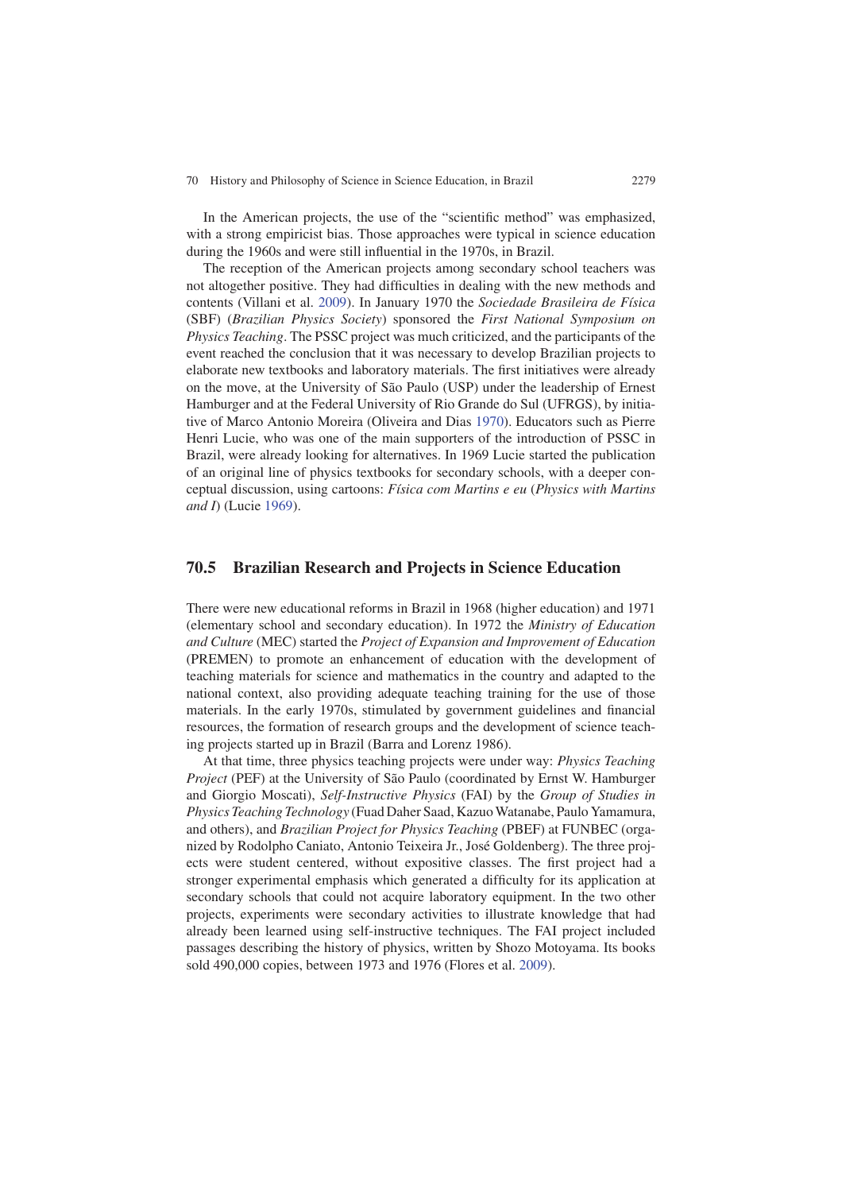In the American projects, the use of the "scientific method" was emphasized, with a strong empiricist bias. Those approaches were typical in science education during the 1960s and were still influential in the 1970s, in Brazil.

The reception of the American projects among secondary school teachers was not altogether positive. They had difficulties in dealing with the new methods and contents (Villani et al. 2009). In January 1970 the *Sociedade Brasileira de Física* (SBF) (*Brazilian Physics Society*) sponsored the *First National Symposium on Physics Teaching*. The PSSC project was much criticized, and the participants of the event reached the conclusion that it was necessary to develop Brazilian projects to elaborate new textbooks and laboratory materials. The first initiatives were already on the move, at the University of São Paulo (USP) under the leadership of Ernest Hamburger and at the Federal University of Rio Grande do Sul (UFRGS), by initiative of Marco Antonio Moreira (Oliveira and Dias 1970). Educators such as Pierre Henri Lucie, who was one of the main supporters of the introduction of PSSC in Brazil, were already looking for alternatives. In 1969 Lucie started the publication of an original line of physics textbooks for secondary schools, with a deeper conceptual discussion, using cartoons: *Física com Martins e eu* (*Physics with Martins and I*) (Lucie 1969).

## 70.5 Brazilian Research and Projects in Science Education

There were new educational reforms in Brazil in 1968 (higher education) and 1971 (elementary school and secondary education). In 1972 the *Ministry of Education and Culture* (MEC) started the *Project of Expansion and Improvement of Education* (PREMEN) to promote an enhancement of education with the development of teaching materials for science and mathematics in the country and adapted to the national context, also providing adequate teaching training for the use of those materials. In the early 1970s, stimulated by government guidelines and financial resources, the formation of research groups and the development of science teaching projects started up in Brazil (Barra and Lorenz 1986).

At that time, three physics teaching projects were under way: *Physics Teaching Project* (PEF) at the University of São Paulo (coordinated by Ernst W. Hamburger and Giorgio Moscati), *Self-Instructive Physics* (FAI) by the *Group of Studies in Physics Teaching Technology* (Fuad Daher Saad, Kazuo Watanabe, Paulo Yamamura, and others), and *Brazilian Project for Physics Teaching* (PBEF) at FUNBEC (organized by Rodolpho Caniato, Antonio Teixeira Jr., José Goldenberg). The three projects were student centered, without expositive classes. The first project had a stronger experimental emphasis which generated a difficulty for its application at secondary schools that could not acquire laboratory equipment. In the two other projects, experiments were secondary activities to illustrate knowledge that had already been learned using self-instructive techniques. The FAI project included passages describing the history of physics, written by Shozo Motoyama. Its books sold 490,000 copies, between 1973 and 1976 (Flores et al. 2009).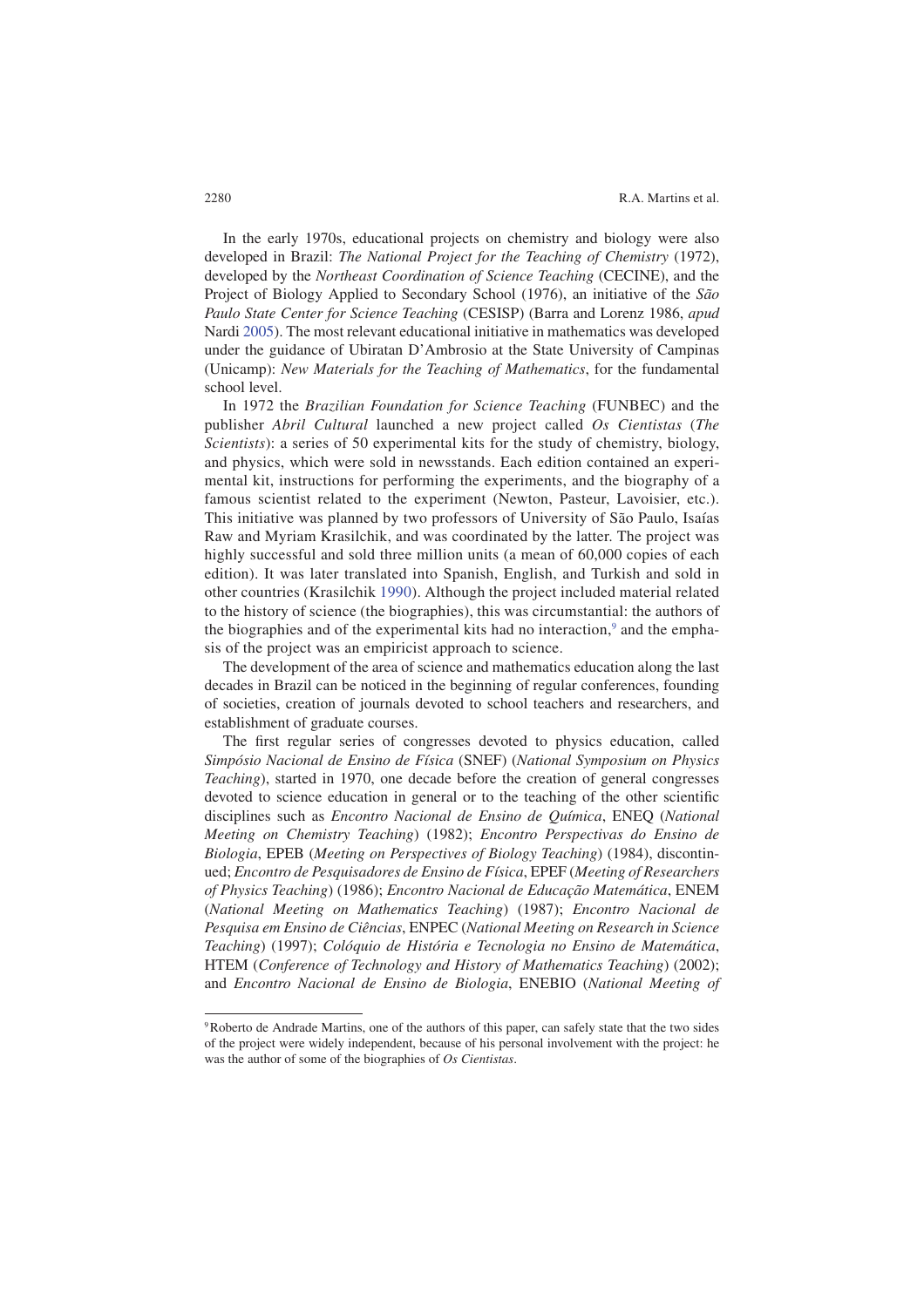In the early 1970s, educational projects on chemistry and biology were also developed in Brazil: *The National Project for the Teaching of Chemistry* (1972), developed by the *Northeast Coordination of Science Teaching* (CECINE), and the Project of Biology Applied to Secondary School (1976), an initiative of the *São Paulo State Center for Science Teaching* (CESISP) (Barra and Lorenz 1986, *apud* Nardi 2005). The most relevant educational initiative in mathematics was developed under the guidance of Ubiratan D'Ambrosio at the State University of Campinas (Unicamp): *New Materials for the Teaching of Mathematics*, for the fundamental school level.

In 1972 the *Brazilian Foundation for Science Teaching* (FUNBEC) and the publisher *Abril Cultural* launched a new project called *Os Cientistas* (*The Scientists*): a series of 50 experimental kits for the study of chemistry, biology, and physics, which were sold in newsstands. Each edition contained an experimental kit, instructions for performing the experiments, and the biography of a famous scientist related to the experiment (Newton, Pasteur, Lavoisier, etc.). This initiative was planned by two professors of University of São Paulo, Isaías Raw and Myriam Krasilchik, and was coordinated by the latter. The project was highly successful and sold three million units (a mean of 60,000 copies of each edition). It was later translated into Spanish, English, and Turkish and sold in other countries (Krasilchik 1990). Although the project included material related to the history of science (the biographies), this was circumstantial: the authors of the biographies and of the experimental kits had no interaction,[9] and the emphasis of the project was an empiricist approach to science.

The development of the area of science and mathematics education along the last decades in Brazil can be noticed in the beginning of regular conferences, founding of societies, creation of journals devoted to school teachers and researchers, and establishment of graduate courses.

The first regular series of congresses devoted to physics education, called *Simpósio Nacional de Ensino de Física* (SNEF) (*National Symposium on Physics Teaching*), started in 1970, one decade before the creation of general congresses devoted to science education in general or to the teaching of the other scientific disciplines such as *Encontro Nacional de Ensino de Química*, ENEQ (*National Meeting on Chemistry Teaching*) (1982); *Encontro Perspectivas do Ensino de Biologia*, EPEB (*Meeting on Perspectives of Biology Teaching*) (1984), discontinued; *Encontro de Pesquisadores de Ensino de Física*, EPEF (*Meeting of Researchers of Physics Teaching*) (1986); *Encontro Nacional de Educação Matemática*, ENEM (*National Meeting on Mathematics Teaching*) (1987); *Encontro Nacional de Pesquisa em Ensino de Ciências*, ENPEC (*National Meeting on Research in Science Teaching*) (1997); *Colóquio de História e Tecnologia no Ensino de Matemática*, HTEM (*Conference of Technology and History of Mathematics Teaching*) (2002); and *Encontro Nacional de Ensino de Biologia*, ENEBIO (*National Meeting of*

---

[9] Roberto de Andrade Martins, one of the authors of this paper, can safely state that the two sides of the project were widely independent, because of his personal involvement with the project: he was the author of some of the biographies of *Os Cientistas*.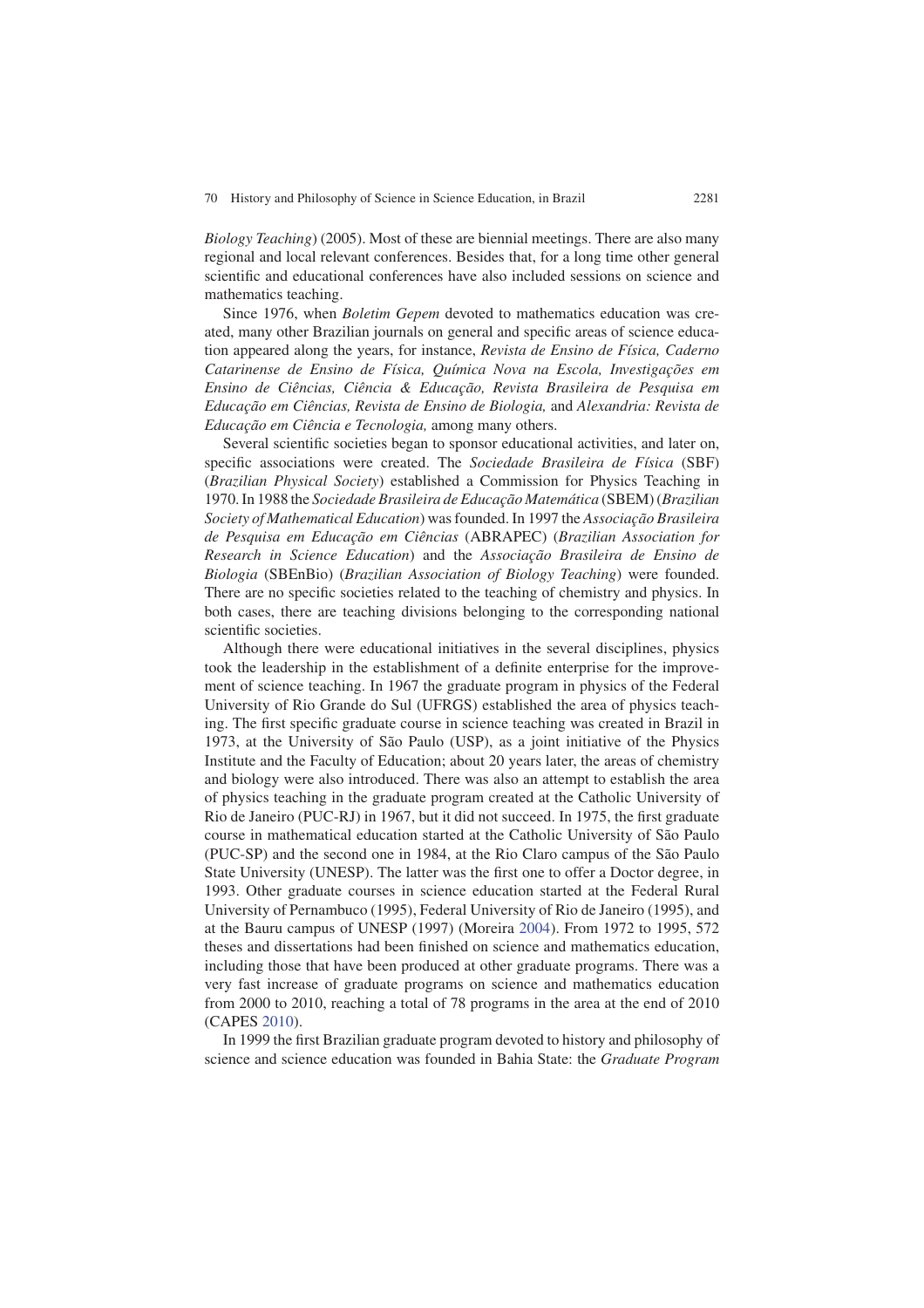*Biology Teaching*) (2005). Most of these are biennial meetings. There are also many regional and local relevant conferences. Besides that, for a long time other general scientific and educational conferences have also included sessions on science and mathematics teaching.

Since 1976, when *Boletim Gepem* devoted to mathematics education was created, many other Brazilian journals on general and specific areas of science education appeared along the years, for instance, *Revista de Ensino de Física, Caderno Catarinense de Ensino de Física, Química Nova na Escola, Investigações em Ensino de Ciências, Ciência & Educação, Revista Brasileira de Pesquisa em Educação em Ciências, Revista de Ensino de Biologia,* and *Alexandria: Revista de Educação em Ciência e Tecnologia,* among many others.

Several scientific societies began to sponsor educational activities, and later on, specific associations were created. The *Sociedade Brasileira de Física* (SBF) (*Brazilian Physical Society*) established a Commission for Physics Teaching in 1970. In 1988 the *Sociedade Brasileira de Educação Matemática* (SBEM) (*Brazilian Society of Mathematical Education*) was founded. In 1997 the *Associação Brasileira de Pesquisa em Educação em Ciências* (ABRAPEC) (*Brazilian Association for Research in Science Education*) and the *Associação Brasileira de Ensino de Biologia* (SBEnBio) (*Brazilian Association of Biology Teaching*) were founded. There are no specific societies related to the teaching of chemistry and physics. In both cases, there are teaching divisions belonging to the corresponding national scientific societies.

Although there were educational initiatives in the several disciplines, physics took the leadership in the establishment of a definite enterprise for the improvement of science teaching. In 1967 the graduate program in physics of the Federal University of Rio Grande do Sul (UFRGS) established the area of physics teaching. The first specific graduate course in science teaching was created in Brazil in 1973, at the University of São Paulo (USP), as a joint initiative of the Physics Institute and the Faculty of Education; about 20 years later, the areas of chemistry and biology were also introduced. There was also an attempt to establish the area of physics teaching in the graduate program created at the Catholic University of Rio de Janeiro (PUC-RJ) in 1967, but it did not succeed. In 1975, the first graduate course in mathematical education started at the Catholic University of São Paulo (PUC-SP) and the second one in 1984, at the Rio Claro campus of the São Paulo State University (UNESP). The latter was the first one to offer a Doctor degree, in 1993. Other graduate courses in science education started at the Federal Rural University of Pernambuco (1995), Federal University of Rio de Janeiro (1995), and at the Bauru campus of UNESP (1997) (Moreira 2004). From 1972 to 1995, 572 theses and dissertations had been finished on science and mathematics education, including those that have been produced at other graduate programs. There was a very fast increase of graduate programs on science and mathematics education from 2000 to 2010, reaching a total of 78 programs in the area at the end of 2010 (CAPES 2010).

In 1999 the first Brazilian graduate program devoted to history and philosophy of science and science education was founded in Bahia State: the *Graduate Program*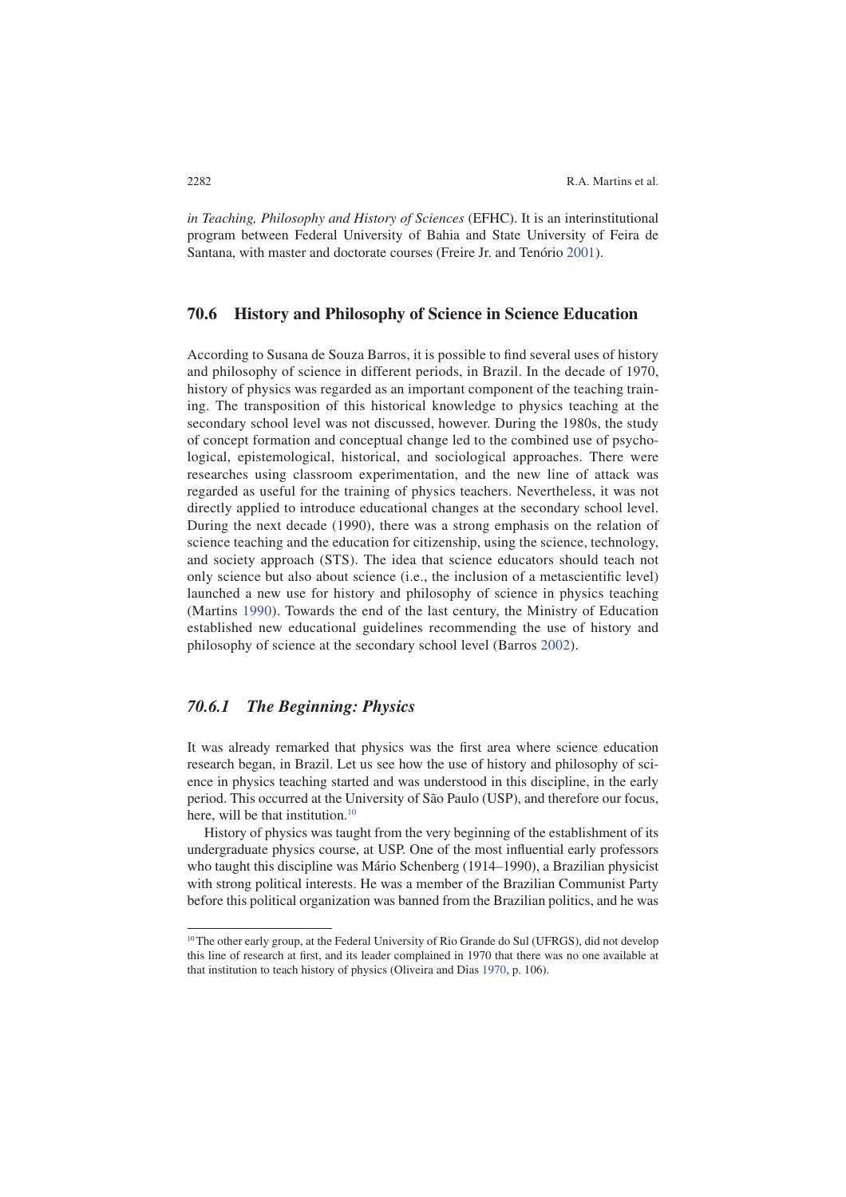*in Teaching, Philosophy and History of Sciences* (EFHC). It is an interinstitutional program between Federal University of Bahia and State University of Feira de Santana, with master and doctorate courses (Freire Jr. and Tenório 2001).

## 70.6 History and Philosophy of Science in Science Education

According to Susana de Souza Barros, it is possible to find several uses of history and philosophy of science in different periods, in Brazil. In the decade of 1970, history of physics was regarded as an important component of the teaching training. The transposition of this historical knowledge to physics teaching at the secondary school level was not discussed, however. During the 1980s, the study of concept formation and conceptual change led to the combined use of psychological, epistemological, historical, and sociological approaches. There were researches using classroom experimentation, and the new line of attack was regarded as useful for the training of physics teachers. Nevertheless, it was not directly applied to introduce educational changes at the secondary school level. During the next decade (1990), there was a strong emphasis on the relation of science teaching and the education for citizenship, using the science, technology, and society approach (STS). The idea that science educators should teach not only science but also about science (i.e., the inclusion of a metascientific level) launched a new use for history and philosophy of science in physics teaching (Martins 1990). Towards the end of the last century, the Ministry of Education established new educational guidelines recommending the use of history and philosophy of science at the secondary school level (Barros 2002).

### *70.6.1 The Beginning: Physics*

It was already remarked that physics was the first area where science education research began, in Brazil. Let us see how the use of history and philosophy of science in physics teaching started and was understood in this discipline, in the early period. This occurred at the University of São Paulo (USP), and therefore our focus, here, will be that institution.[10]

History of physics was taught from the very beginning of the establishment of its undergraduate physics course, at USP. One of the most influential early professors who taught this discipline was Mário Schenberg (1914–1990), a Brazilian physicist with strong political interests. He was a member of the Brazilian Communist Party before this political organization was banned from the Brazilian politics, and he was

[10] The other early group, at the Federal University of Rio Grande do Sul (UFRGS), did not develop this line of research at first, and its leader complained in 1970 that there was no one available at that institution to teach history of physics (Oliveira and Dias 1970, p. 106).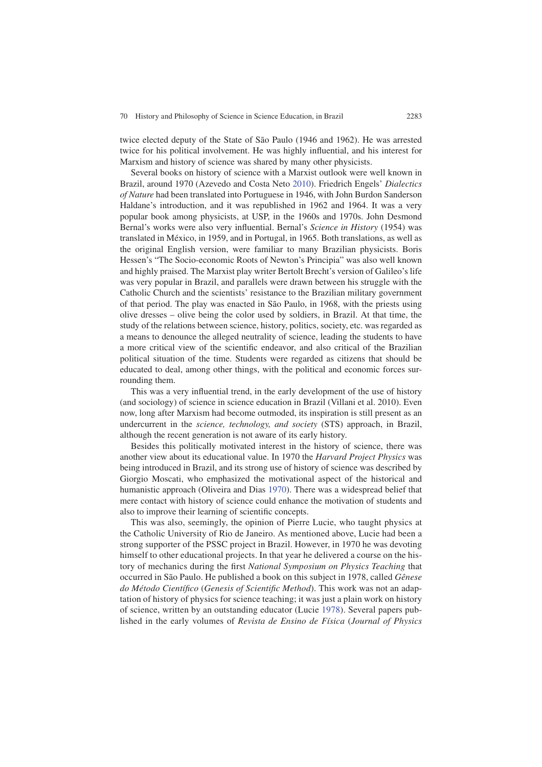twice elected deputy of the State of São Paulo (1946 and 1962). He was arrested twice for his political involvement. He was highly influential, and his interest for Marxism and history of science was shared by many other physicists.

Several books on history of science with a Marxist outlook were well known in Brazil, around 1970 (Azevedo and Costa Neto 2010). Friedrich Engels' *Dialectics of Nature* had been translated into Portuguese in 1946, with John Burdon Sanderson Haldane's introduction, and it was republished in 1962 and 1964. It was a very popular book among physicists, at USP, in the 1960s and 1970s. John Desmond Bernal's works were also very influential. Bernal's *Science in History* (1954) was translated in México, in 1959, and in Portugal, in 1965. Both translations, as well as the original English version, were familiar to many Brazilian physicists. Boris Hessen's "The Socio-economic Roots of Newton's Principia" was also well known and highly praised. The Marxist play writer Bertolt Brecht's version of Galileo's life was very popular in Brazil, and parallels were drawn between his struggle with the Catholic Church and the scientists' resistance to the Brazilian military government of that period. The play was enacted in São Paulo, in 1968, with the priests using olive dresses – olive being the color used by soldiers, in Brazil. At that time, the study of the relations between science, history, politics, society, etc. was regarded as a means to denounce the alleged neutrality of science, leading the students to have a more critical view of the scientific endeavor, and also critical of the Brazilian political situation of the time. Students were regarded as citizens that should be educated to deal, among other things, with the political and economic forces surrounding them.

This was a very influential trend, in the early development of the use of history (and sociology) of science in science education in Brazil (Villani et al. 2010). Even now, long after Marxism had become outmoded, its inspiration is still present as an undercurrent in the *science, technology, and society* (STS) approach, in Brazil, although the recent generation is not aware of its early history.

Besides this politically motivated interest in the history of science, there was another view about its educational value. In 1970 the *Harvard Project Physics* was being introduced in Brazil, and its strong use of history of science was described by Giorgio Moscati, who emphasized the motivational aspect of the historical and humanistic approach (Oliveira and Dias 1970). There was a widespread belief that mere contact with history of science could enhance the motivation of students and also to improve their learning of scientific concepts.

This was also, seemingly, the opinion of Pierre Lucie, who taught physics at the Catholic University of Rio de Janeiro. As mentioned above, Lucie had been a strong supporter of the PSSC project in Brazil. However, in 1970 he was devoting himself to other educational projects. In that year he delivered a course on the history of mechanics during the first *National Symposium on Physics Teaching* that occurred in São Paulo. He published a book on this subject in 1978, called *Gênese do Método Científico* (*Genesis of Scientific Method*). This work was not an adaptation of history of physics for science teaching; it was just a plain work on history of science, written by an outstanding educator (Lucie 1978). Several papers published in the early volumes of *Revista de Ensino de Física* (*Journal of Physics*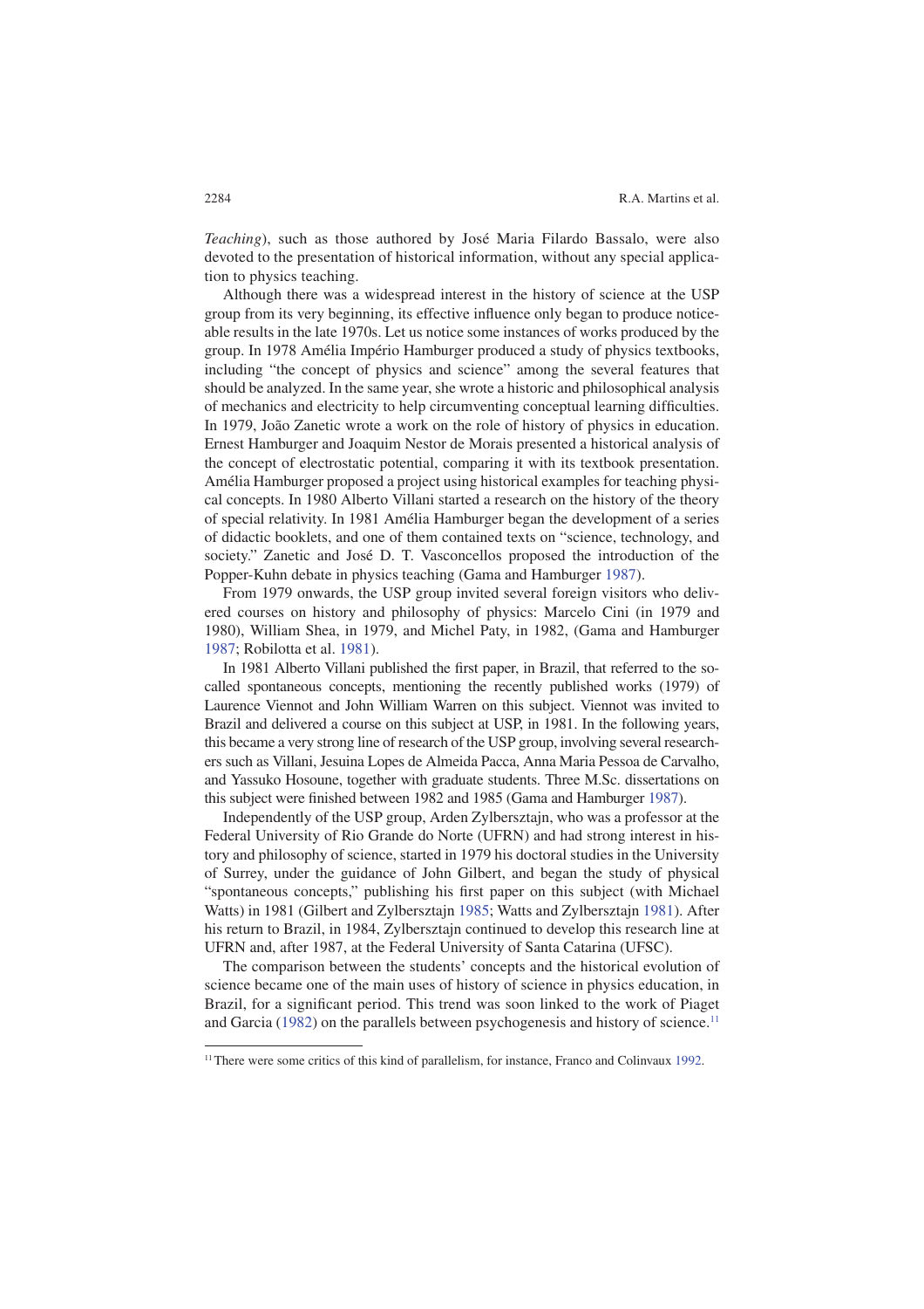*Teaching*), such as those authored by José Maria Filardo Bassalo, were also devoted to the presentation of historical information, without any special application to physics teaching.

Although there was a widespread interest in the history of science at the USP group from its very beginning, its effective influence only began to produce noticeable results in the late 1970s. Let us notice some instances of works produced by the group. In 1978 Amélia Império Hamburger produced a study of physics textbooks, including "the concept of physics and science" among the several features that should be analyzed. In the same year, she wrote a historic and philosophical analysis of mechanics and electricity to help circumventing conceptual learning difficulties. In 1979, João Zanetic wrote a work on the role of history of physics in education. Ernest Hamburger and Joaquim Nestor de Morais presented a historical analysis of the concept of electrostatic potential, comparing it with its textbook presentation. Amélia Hamburger proposed a project using historical examples for teaching physical concepts. In 1980 Alberto Villani started a research on the history of the theory of special relativity. In 1981 Amélia Hamburger began the development of a series of didactic booklets, and one of them contained texts on "science, technology, and society." Zanetic and José D. T. Vasconcellos proposed the introduction of the Popper-Kuhn debate in physics teaching (Gama and Hamburger 1987).

From 1979 onwards, the USP group invited several foreign visitors who delivered courses on history and philosophy of physics: Marcelo Cini (in 1979 and 1980), William Shea, in 1979, and Michel Paty, in 1982, (Gama and Hamburger 1987; Robilotta et al. 1981).

In 1981 Alberto Villani published the first paper, in Brazil, that referred to the so-called spontaneous concepts, mentioning the recently published works (1979) of Laurence Viennot and John William Warren on this subject. Viennot was invited to Brazil and delivered a course on this subject at USP, in 1981. In the following years, this became a very strong line of research of the USP group, involving several researchers such as Villani, Jesuina Lopes de Almeida Pacca, Anna Maria Pessoa de Carvalho, and Yassuko Hosoune, together with graduate students. Three M.Sc. dissertations on this subject were finished between 1982 and 1985 (Gama and Hamburger 1987).

Independently of the USP group, Arden Zylbersztajn, who was a professor at the Federal University of Rio Grande do Norte (UFRN) and had strong interest in history and philosophy of science, started in 1979 his doctoral studies in the University of Surrey, under the guidance of John Gilbert, and began the study of physical "spontaneous concepts," publishing his first paper on this subject (with Michael Watts) in 1981 (Gilbert and Zylbersztajn 1985; Watts and Zylbersztajn 1981). After his return to Brazil, in 1984, Zylbersztajn continued to develop this research line at UFRN and, after 1987, at the Federal University of Santa Catarina (UFSC).

The comparison between the students' concepts and the historical evolution of science became one of the main uses of history of science in physics education, in Brazil, for a significant period. This trend was soon linked to the work of Piaget and Garcia (1982) on the parallels between psychogenesis and history of science.[11]

[11] There were some critics of this kind of parallelism, for instance, Franco and Colinvaux 1992.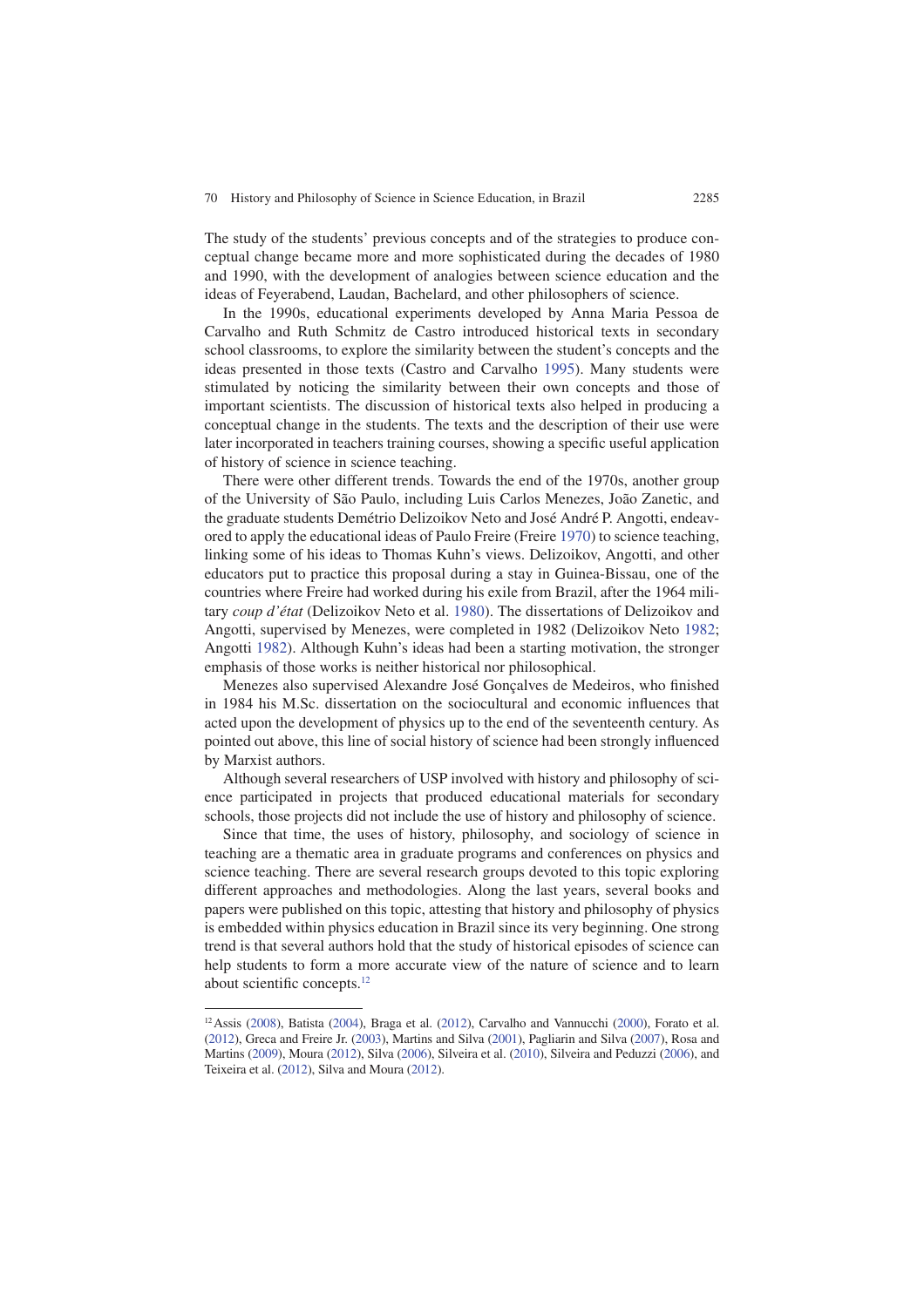The study of the students' previous concepts and of the strategies to produce conceptual change became more and more sophisticated during the decades of 1980 and 1990, with the development of analogies between science education and the ideas of Feyerabend, Laudan, Bachelard, and other philosophers of science.

In the 1990s, educational experiments developed by Anna Maria Pessoa de Carvalho and Ruth Schmitz de Castro introduced historical texts in secondary school classrooms, to explore the similarity between the student's concepts and the ideas presented in those texts (Castro and Carvalho 1995). Many students were stimulated by noticing the similarity between their own concepts and those of important scientists. The discussion of historical texts also helped in producing a conceptual change in the students. The texts and the description of their use were later incorporated in teachers training courses, showing a specific useful application of history of science in science teaching.

There were other different trends. Towards the end of the 1970s, another group of the University of São Paulo, including Luis Carlos Menezes, João Zanetic, and the graduate students Demétrio Delizoikov Neto and José André P. Angotti, endeavored to apply the educational ideas of Paulo Freire (Freire 1970) to science teaching, linking some of his ideas to Thomas Kuhn's views. Delizoikov, Angotti, and other educators put to practice this proposal during a stay in Guinea-Bissau, one of the countries where Freire had worked during his exile from Brazil, after the 1964 military *coup d'état* (Delizoikov Neto et al. 1980). The dissertations of Delizoikov and Angotti, supervised by Menezes, were completed in 1982 (Delizoikov Neto 1982; Angotti 1982). Although Kuhn's ideas had been a starting motivation, the stronger emphasis of those works is neither historical nor philosophical.

Menezes also supervised Alexandre José Gonçalves de Medeiros, who finished in 1984 his M.Sc. dissertation on the sociocultural and economic influences that acted upon the development of physics up to the end of the seventeenth century. As pointed out above, this line of social history of science had been strongly influenced by Marxist authors.

Although several researchers of USP involved with history and philosophy of science participated in projects that produced educational materials for secondary schools, those projects did not include the use of history and philosophy of science.

Since that time, the uses of history, philosophy, and sociology of science in teaching are a thematic area in graduate programs and conferences on physics and science teaching. There are several research groups devoted to this topic exploring different approaches and methodologies. Along the last years, several books and papers were published on this topic, attesting that history and philosophy of physics is embedded within physics education in Brazil since its very beginning. One strong trend is that several authors hold that the study of historical episodes of science can help students to form a more accurate view of the nature of science and to learn about scientific concepts.[12]

[12] Assis (2008), Batista (2004), Braga et al. (2012), Carvalho and Vannucchi (2000), Forato et al. (2012), Greca and Freire Jr. (2003), Martins and Silva (2001), Pagliarin and Silva (2007), Rosa and Martins (2009), Moura (2012), Silva (2006), Silveira et al. (2010), Silveira and Peduzzi (2006), and Teixeira et al. (2012), Silva and Moura (2012).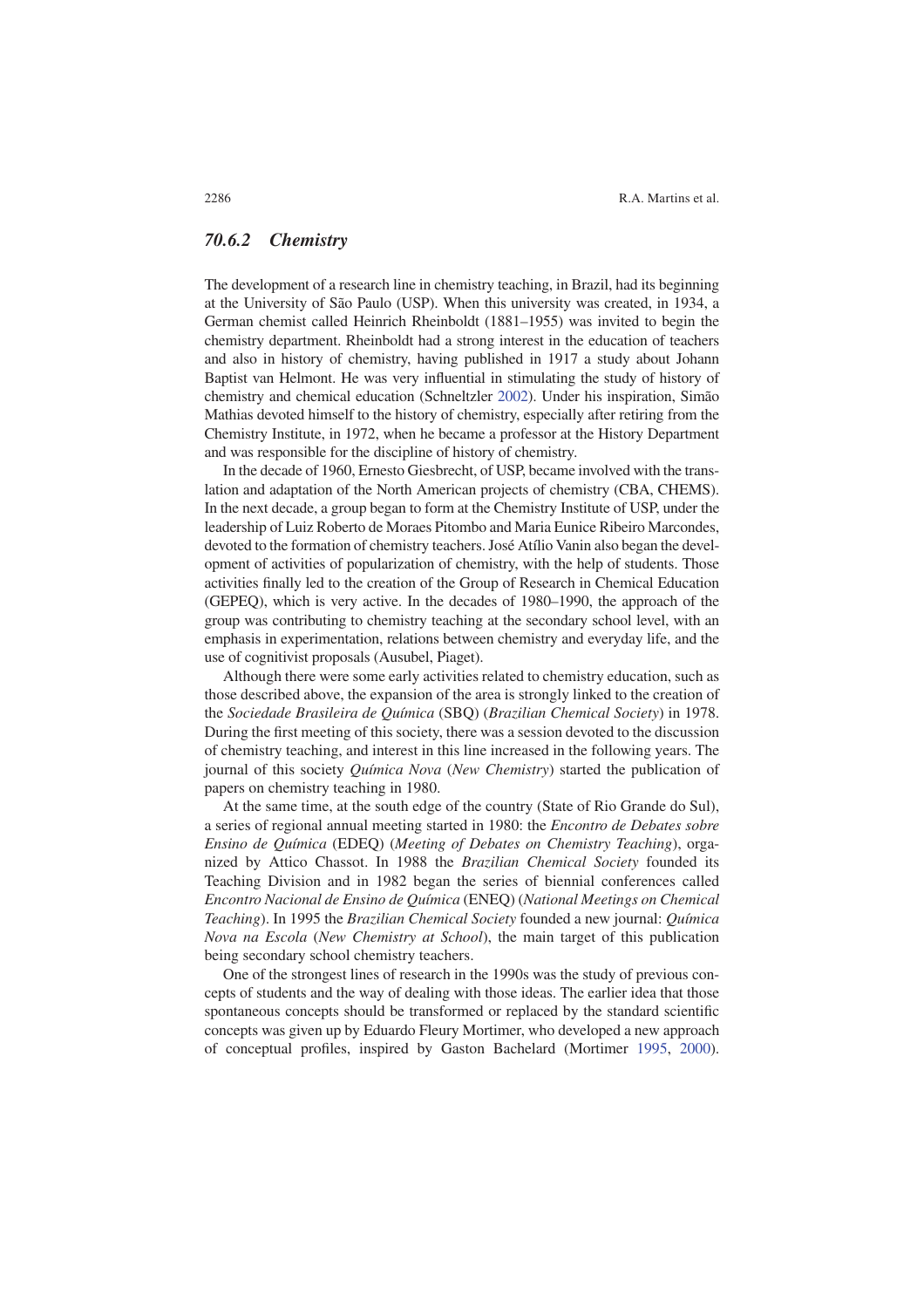### 70.6.2 Chemistry

The development of a research line in chemistry teaching, in Brazil, had its beginning at the University of São Paulo (USP). When this university was created, in 1934, a German chemist called Heinrich Rheinboldt (1881–1955) was invited to begin the chemistry department. Rheinboldt had a strong interest in the education of teachers and also in history of chemistry, having published in 1917 a study about Johann Baptist van Helmont. He was very influential in stimulating the study of history of chemistry and chemical education (Schneltzler 2002). Under his inspiration, Simão Mathias devoted himself to the history of chemistry, especially after retiring from the Chemistry Institute, in 1972, when he became a professor at the History Department and was responsible for the discipline of history of chemistry.

In the decade of 1960, Ernesto Giesbrecht, of USP, became involved with the translation and adaptation of the North American projects of chemistry (CBA, CHEMS). In the next decade, a group began to form at the Chemistry Institute of USP, under the leadership of Luiz Roberto de Moraes Pitombo and Maria Eunice Ribeiro Marcondes, devoted to the formation of chemistry teachers. José Atílio Vanin also began the development of activities of popularization of chemistry, with the help of students. Those activities finally led to the creation of the Group of Research in Chemical Education (GEPEQ), which is very active. In the decades of 1980–1990, the approach of the group was contributing to chemistry teaching at the secondary school level, with an emphasis in experimentation, relations between chemistry and everyday life, and the use of cognitivist proposals (Ausubel, Piaget).

Although there were some early activities related to chemistry education, such as those described above, the expansion of the area is strongly linked to the creation of the *Sociedade Brasileira de Química* (SBQ) (*Brazilian Chemical Society*) in 1978. During the first meeting of this society, there was a session devoted to the discussion of chemistry teaching, and interest in this line increased in the following years. The journal of this society *Química Nova* (*New Chemistry*) started the publication of papers on chemistry teaching in 1980.

At the same time, at the south edge of the country (State of Rio Grande do Sul), a series of regional annual meeting started in 1980: the *Encontro de Debates sobre Ensino de Química* (EDEQ) (*Meeting of Debates on Chemistry Teaching*), organized by Attico Chassot. In 1988 the *Brazilian Chemical Society* founded its Teaching Division and in 1982 began the series of biennial conferences called *Encontro Nacional de Ensino de Química* (ENEQ) (*National Meetings on Chemical Teaching*). In 1995 the *Brazilian Chemical Society* founded a new journal: *Química Nova na Escola* (*New Chemistry at School*), the main target of this publication being secondary school chemistry teachers.

One of the strongest lines of research in the 1990s was the study of previous concepts of students and the way of dealing with those ideas. The earlier idea that those spontaneous concepts should be transformed or replaced by the standard scientific concepts was given up by Eduardo Fleury Mortimer, who developed a new approach of conceptual profiles, inspired by Gaston Bachelard (Mortimer 1995, 2000).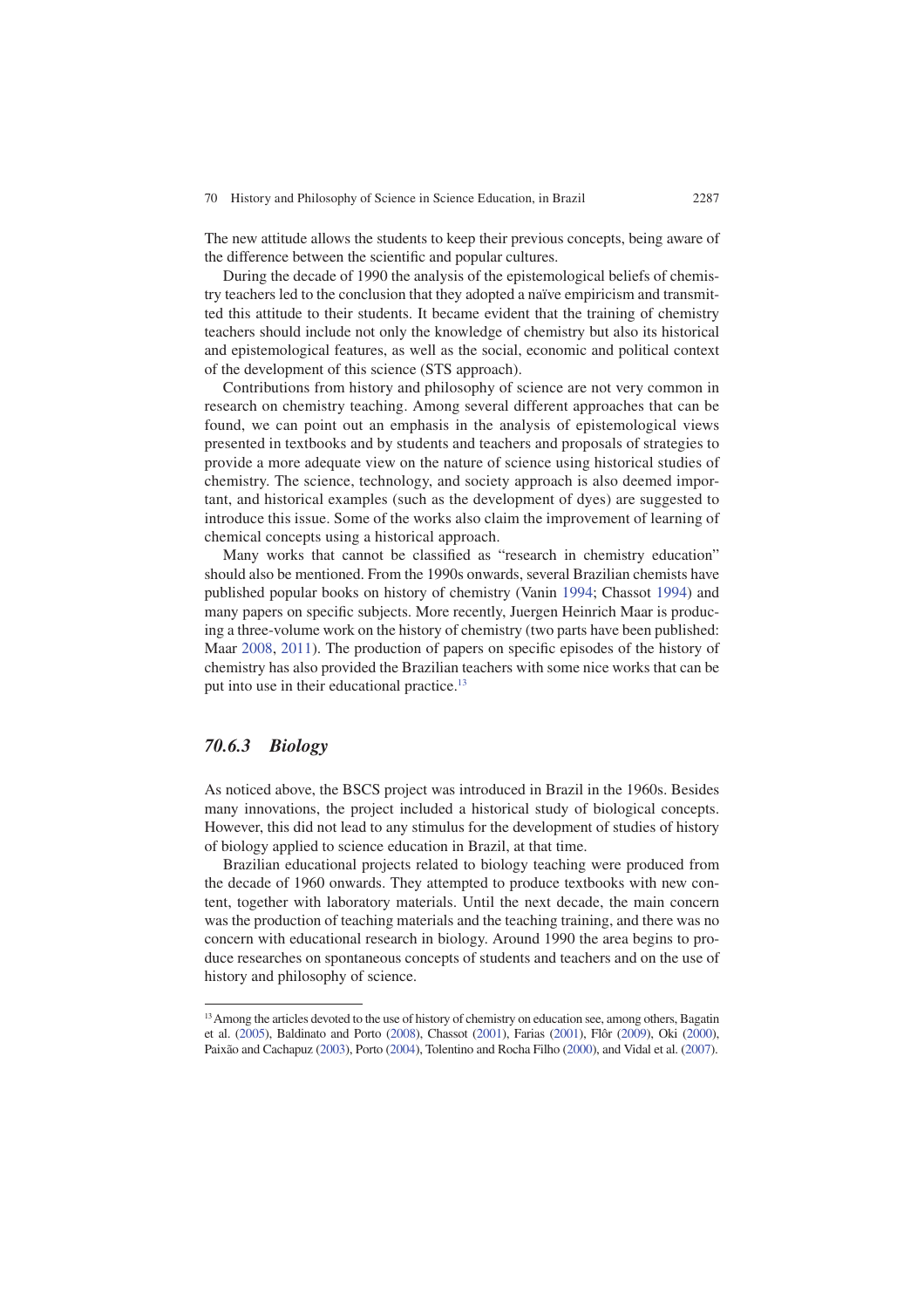The new attitude allows the students to keep their previous concepts, being aware of the difference between the scientific and popular cultures.

During the decade of 1990 the analysis of the epistemological beliefs of chemistry teachers led to the conclusion that they adopted a naïve empiricism and transmitted this attitude to their students. It became evident that the training of chemistry teachers should include not only the knowledge of chemistry but also its historical and epistemological features, as well as the social, economic and political context of the development of this science (STS approach).

Contributions from history and philosophy of science are not very common in research on chemistry teaching. Among several different approaches that can be found, we can point out an emphasis in the analysis of epistemological views presented in textbooks and by students and teachers and proposals of strategies to provide a more adequate view on the nature of science using historical studies of chemistry. The science, technology, and society approach is also deemed important, and historical examples (such as the development of dyes) are suggested to introduce this issue. Some of the works also claim the improvement of learning of chemical concepts using a historical approach.

Many works that cannot be classified as "research in chemistry education" should also be mentioned. From the 1990s onwards, several Brazilian chemists have published popular books on history of chemistry (Vanin 1994; Chassot 1994) and many papers on specific subjects. More recently, Juergen Heinrich Maar is producing a three-volume work on the history of chemistry (two parts have been published: Maar 2008, 2011). The production of papers on specific episodes of the history of chemistry has also provided the Brazilian teachers with some nice works that can be put into use in their educational practice.[13]

### *70.6.3 Biology*

As noticed above, the BSCS project was introduced in Brazil in the 1960s. Besides many innovations, the project included a historical study of biological concepts. However, this did not lead to any stimulus for the development of studies of history of biology applied to science education in Brazil, at that time.

Brazilian educational projects related to biology teaching were produced from the decade of 1960 onwards. They attempted to produce textbooks with new content, together with laboratory materials. Until the next decade, the main concern was the production of teaching materials and the teaching training, and there was no concern with educational research in biology. Around 1990 the area begins to produce researches on spontaneous concepts of students and teachers and on the use of history and philosophy of science.

---

[13] Among the articles devoted to the use of history of chemistry on education see, among others, Bagatin et al. (2005), Baldinato and Porto (2008), Chassot (2001), Farias (2001), Flôr (2009), Oki (2000), Paixão and Cachapuz (2003), Porto (2004), Tolentino and Rocha Filho (2000), and Vidal et al. (2007).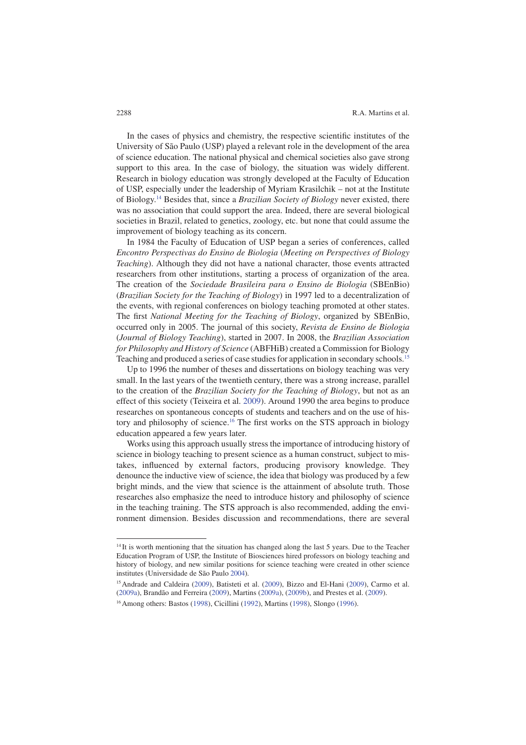In the cases of physics and chemistry, the respective scientific institutes of the University of São Paulo (USP) played a relevant role in the development of the area of science education. The national physical and chemical societies also gave strong support to this area. In the case of biology, the situation was widely different. Research in biology education was strongly developed at the Faculty of Education of USP, especially under the leadership of Myriam Krasilchik – not at the Institute of Biology.[14] Besides that, since a *Brazilian Society of Biology* never existed, there was no association that could support the area. Indeed, there are several biological societies in Brazil, related to genetics, zoology, etc. but none that could assume the improvement of biology teaching as its concern.

In 1984 the Faculty of Education of USP began a series of conferences, called *Encontro Perspectivas do Ensino de Biologia* (*Meeting on Perspectives of Biology Teaching*). Although they did not have a national character, those events attracted researchers from other institutions, starting a process of organization of the area. The creation of the *Sociedade Brasileira para o Ensino de Biologia* (SBEnBio) (*Brazilian Society for the Teaching of Biology*) in 1997 led to a decentralization of the events, with regional conferences on biology teaching promoted at other states. The first *National Meeting for the Teaching of Biology*, organized by SBEnBio, occurred only in 2005. The journal of this society, *Revista de Ensino de Biologia* (*Journal of Biology Teaching*), started in 2007. In 2008, the *Brazilian Association for Philosophy and History of Science* (ABFHiB) created a Commission for Biology Teaching and produced a series of case studies for application in secondary schools.[15]

Up to 1996 the number of theses and dissertations on biology teaching was very small. In the last years of the twentieth century, there was a strong increase, parallel to the creation of the *Brazilian Society for the Teaching of Biology*, but not as an effect of this society (Teixeira et al. 2009). Around 1990 the area begins to produce researches on spontaneous concepts of students and teachers and on the use of history and philosophy of science.[16] The first works on the STS approach in biology education appeared a few years later.

Works using this approach usually stress the importance of introducing history of science in biology teaching to present science as a human construct, subject to mistakes, influenced by external factors, producing provisory knowledge. They denounce the inductive view of science, the idea that biology was produced by a few bright minds, and the view that science is the attainment of absolute truth. Those researches also emphasize the need to introduce history and philosophy of science in the teaching training. The STS approach is also recommended, adding the environment dimension. Besides discussion and recommendations, there are several

---

[14] It is worth mentioning that the situation has changed along the last 5 years. Due to the Teacher Education Program of USP, the Institute of Biosciences hired professors on biology teaching and history of biology, and new similar positions for science teaching were created in other science institutes (Universidade de São Paulo 2004).

[15] Andrade and Caldeira (2009), Batisteti et al. (2009), Bizzo and El-Hani (2009), Carmo et al. (2009a), Brandão and Ferreira (2009), Martins (2009a), (2009b), and Prestes et al. (2009).

[16] Among others: Bastos (1998), Cicillini (1992), Martins (1998), Slongo (1996).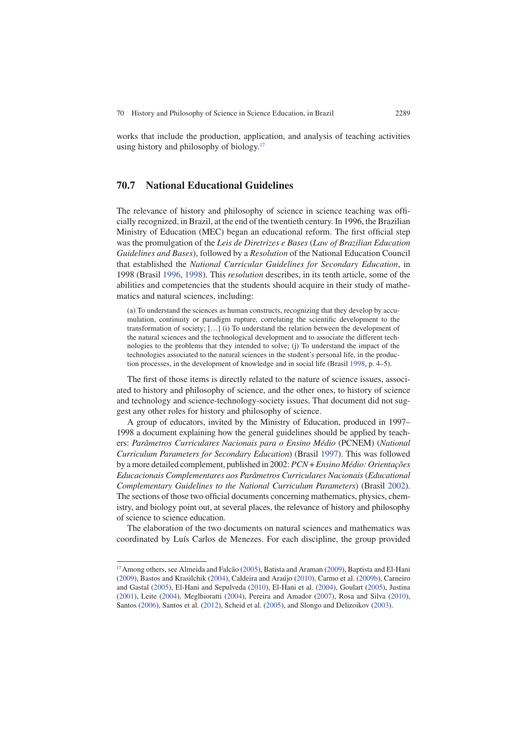works that include the production, application, and analysis of teaching activities using history and philosophy of biology.[17]

## 70.7 National Educational Guidelines

The relevance of history and philosophy of science in science teaching was officially recognized, in Brazil, at the end of the twentieth century. In 1996, the Brazilian Ministry of Education (MEC) began an educational reform. The first official step was the promulgation of the *Leis de Diretrizes e Bases* (*Law of Brazilian Education Guidelines and Bases*), followed by a *Resolution* of the National Education Council that established the *National Curricular Guidelines for Secondary Education*, in 1998 (Brasil 1996, 1998). This *resolution* describes, in its tenth article, some of the abilities and competencies that the students should acquire in their study of mathematics and natural sciences, including:

> (a) To understand the sciences as human constructs, recognizing that they develop by accumulation, continuity or paradigm rupture, correlating the scientific development to the transformation of society; […] (i) To understand the relation between the development of the natural sciences and the technological development and to associate the different technologies to the problems that they intended to solve; (j) To understand the impact of the technologies associated to the natural sciences in the student's personal life, in the production processes, in the development of knowledge and in social life (Brasil 1998, p. 4–5).

The first of those items is directly related to the nature of science issues, associated to history and philosophy of science, and the other ones, to history of science and technology and science-technology-society issues. That document did not suggest any other roles for history and philosophy of science.

A group of educators, invited by the Ministry of Education, produced in 1997–1998 a document explaining how the general guidelines should be applied by teachers: *Parâmetros Curriculares Nacionais para o Ensino Médio* (PCNEM) (*National Curriculum Parameters for Secondary Education*) (Brasil 1997). This was followed by a more detailed complement, published in 2002: *PCN + Ensino Médio: Orientações Educacionais Complementares aos Parâmetros Curriculares Nacionais* (*Educational Complementary Guidelines to the National Curriculum Parameters*) (Brasil 2002). The sections of those two official documents concerning mathematics, physics, chemistry, and biology point out, at several places, the relevance of history and philosophy of science to science education.

The elaboration of the two documents on natural sciences and mathematics was coordinated by Luís Carlos de Menezes. For each discipline, the group provided

---

[17] Among others, see Almeida and Falcão (2005), Batista and Araman (2009), Baptista and El-Hani (2009), Bastos and Krasilchik (2004), Caldeira and Araújo (2010), Carmo et al. (2009b), Carneiro and Gastal (2005), El-Hani and Sepulveda (2010), El-Hani et al. (2004), Goulart (2005), Justina (2001), Leite (2004), Meglhioratti (2004), Pereira and Amador (2007), Rosa and Silva (2010), Santos (2006), Santos et al. (2012), Scheid et al. (2005), and Slongo and Delizoikov (2003).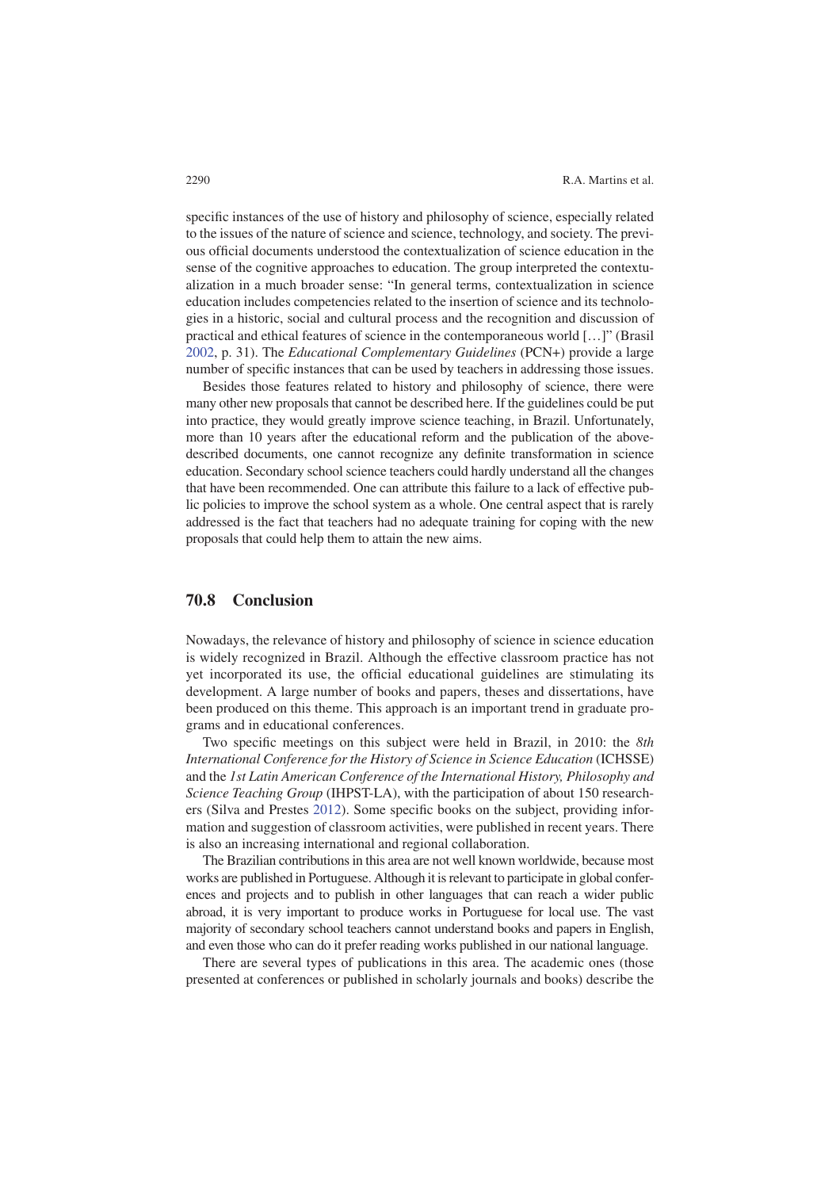specific instances of the use of history and philosophy of science, especially related to the issues of the nature of science and science, technology, and society. The previous official documents understood the contextualization of science education in the sense of the cognitive approaches to education. The group interpreted the contextualization in a much broader sense: "In general terms, contextualization in science education includes competencies related to the insertion of science and its technologies in a historic, social and cultural process and the recognition and discussion of practical and ethical features of science in the contemporaneous world […]" (Brasil 2002, p. 31). The *Educational Complementary Guidelines* (PCN+) provide a large number of specific instances that can be used by teachers in addressing those issues.

Besides those features related to history and philosophy of science, there were many other new proposals that cannot be described here. If the guidelines could be put into practice, they would greatly improve science teaching, in Brazil. Unfortunately, more than 10 years after the educational reform and the publication of the above-described documents, one cannot recognize any definite transformation in science education. Secondary school science teachers could hardly understand all the changes that have been recommended. One can attribute this failure to a lack of effective public policies to improve the school system as a whole. One central aspect that is rarely addressed is the fact that teachers had no adequate training for coping with the new proposals that could help them to attain the new aims.

## 70.8 Conclusion

Nowadays, the relevance of history and philosophy of science in science education is widely recognized in Brazil. Although the effective classroom practice has not yet incorporated its use, the official educational guidelines are stimulating its development. A large number of books and papers, theses and dissertations, have been produced on this theme. This approach is an important trend in graduate programs and in educational conferences.

Two specific meetings on this subject were held in Brazil, in 2010: the *8th International Conference for the History of Science in Science Education* (ICHSSE) and the *1st Latin American Conference of the International History, Philosophy and Science Teaching Group* (IHPST-LA), with the participation of about 150 researchers (Silva and Prestes 2012). Some specific books on the subject, providing information and suggestion of classroom activities, were published in recent years. There is also an increasing international and regional collaboration.

The Brazilian contributions in this area are not well known worldwide, because most works are published in Portuguese. Although it is relevant to participate in global conferences and projects and to publish in other languages that can reach a wider public abroad, it is very important to produce works in Portuguese for local use. The vast majority of secondary school teachers cannot understand books and papers in English, and even those who can do it prefer reading works published in our national language.

There are several types of publications in this area. The academic ones (those presented at conferences or published in scholarly journals and books) describe the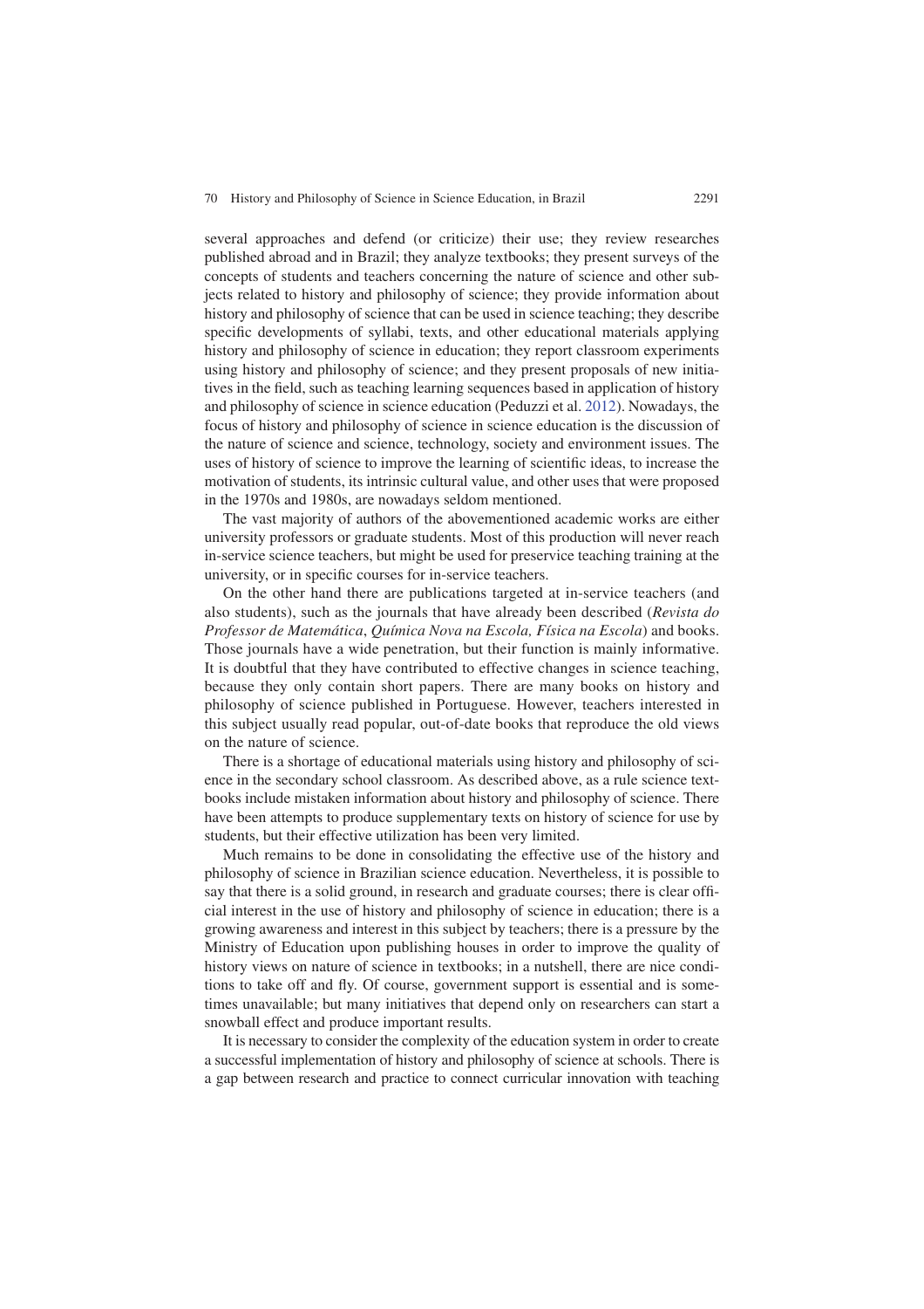several approaches and defend (or criticize) their use; they review researches published abroad and in Brazil; they analyze textbooks; they present surveys of the concepts of students and teachers concerning the nature of science and other subjects related to history and philosophy of science; they provide information about history and philosophy of science that can be used in science teaching; they describe specific developments of syllabi, texts, and other educational materials applying history and philosophy of science in education; they report classroom experiments using history and philosophy of science; and they present proposals of new initiatives in the field, such as teaching learning sequences based in application of history and philosophy of science in science education (Peduzzi et al. 2012). Nowadays, the focus of history and philosophy of science in science education is the discussion of the nature of science and science, technology, society and environment issues. The uses of history of science to improve the learning of scientific ideas, to increase the motivation of students, its intrinsic cultural value, and other uses that were proposed in the 1970s and 1980s, are nowadays seldom mentioned.

The vast majority of authors of the abovementioned academic works are either university professors or graduate students. Most of this production will never reach in-service science teachers, but might be used for preservice teaching training at the university, or in specific courses for in-service teachers.

On the other hand there are publications targeted at in-service teachers (and also students), such as the journals that have already been described (*Revista do Professor de Matemática*, *Química Nova na Escola, Física na Escola*) and books. Those journals have a wide penetration, but their function is mainly informative. It is doubtful that they have contributed to effective changes in science teaching, because they only contain short papers. There are many books on history and philosophy of science published in Portuguese. However, teachers interested in this subject usually read popular, out-of-date books that reproduce the old views on the nature of science.

There is a shortage of educational materials using history and philosophy of science in the secondary school classroom. As described above, as a rule science textbooks include mistaken information about history and philosophy of science. There have been attempts to produce supplementary texts on history of science for use by students, but their effective utilization has been very limited.

Much remains to be done in consolidating the effective use of the history and philosophy of science in Brazilian science education. Nevertheless, it is possible to say that there is a solid ground, in research and graduate courses; there is clear official interest in the use of history and philosophy of science in education; there is a growing awareness and interest in this subject by teachers; there is a pressure by the Ministry of Education upon publishing houses in order to improve the quality of history views on nature of science in textbooks; in a nutshell, there are nice conditions to take off and fly. Of course, government support is essential and is sometimes unavailable; but many initiatives that depend only on researchers can start a snowball effect and produce important results.

It is necessary to consider the complexity of the education system in order to create a successful implementation of history and philosophy of science at schools. There is a gap between research and practice to connect curricular innovation with teaching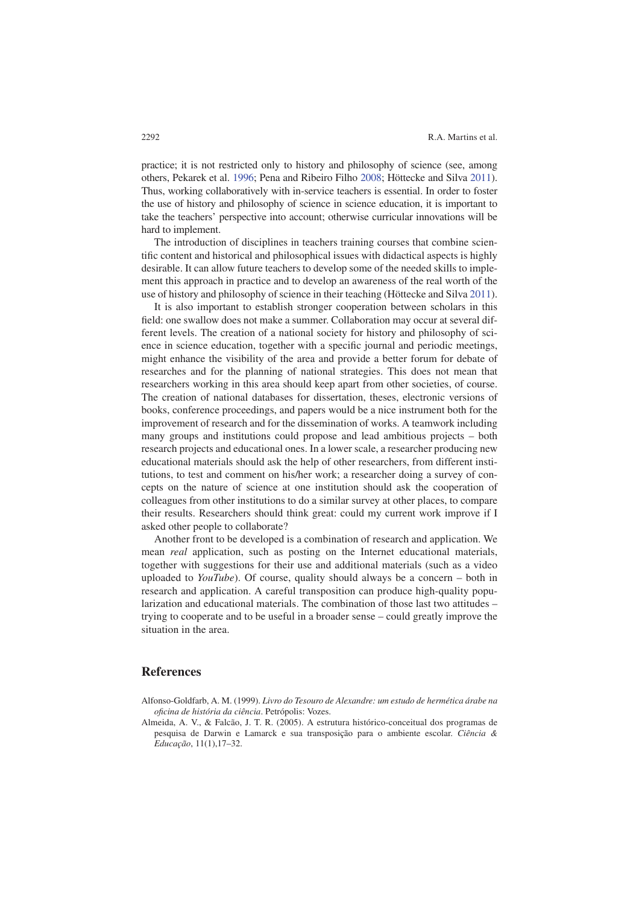practice; it is not restricted only to history and philosophy of science (see, among others, Pekarek et al. 1996; Pena and Ribeiro Filho 2008; Höttecke and Silva 2011). Thus, working collaboratively with in-service teachers is essential. In order to foster the use of history and philosophy of science in science education, it is important to take the teachers' perspective into account; otherwise curricular innovations will be hard to implement.

The introduction of disciplines in teachers training courses that combine scientific content and historical and philosophical issues with didactical aspects is highly desirable. It can allow future teachers to develop some of the needed skills to implement this approach in practice and to develop an awareness of the real worth of the use of history and philosophy of science in their teaching (Höttecke and Silva 2011).

It is also important to establish stronger cooperation between scholars in this field: one swallow does not make a summer. Collaboration may occur at several different levels. The creation of a national society for history and philosophy of science in science education, together with a specific journal and periodic meetings, might enhance the visibility of the area and provide a better forum for debate of researches and for the planning of national strategies. This does not mean that researchers working in this area should keep apart from other societies, of course. The creation of national databases for dissertation, theses, electronic versions of books, conference proceedings, and papers would be a nice instrument both for the improvement of research and for the dissemination of works. A teamwork including many groups and institutions could propose and lead ambitious projects – both research projects and educational ones. In a lower scale, a researcher producing new educational materials should ask the help of other researchers, from different institutions, to test and comment on his/her work; a researcher doing a survey of concepts on the nature of science at one institution should ask the cooperation of colleagues from other institutions to do a similar survey at other places, to compare their results. Researchers should think great: could my current work improve if I asked other people to collaborate?

Another front to be developed is a combination of research and application. We mean *real* application, such as posting on the Internet educational materials, together with suggestions for their use and additional materials (such as a video uploaded to *YouTube*). Of course, quality should always be a concern – both in research and application. A careful transposition can produce high-quality popularization and educational materials. The combination of those last two attitudes – trying to cooperate and to be useful in a broader sense – could greatly improve the situation in the area.

## References

Alfonso-Goldfarb, A. M. (1999). *Livro do Tesouro de Alexandre: um estudo de hermética árabe na oficina de história da ciência*. Petrópolis: Vozes.

Almeida, A. V., & Falcão, J. T. R. (2005). A estrutura histórico-conceitual dos programas de pesquisa de Darwin e Lamarck e sua transposição para o ambiente escolar. *Ciência & Educação*, 11(1),17–32.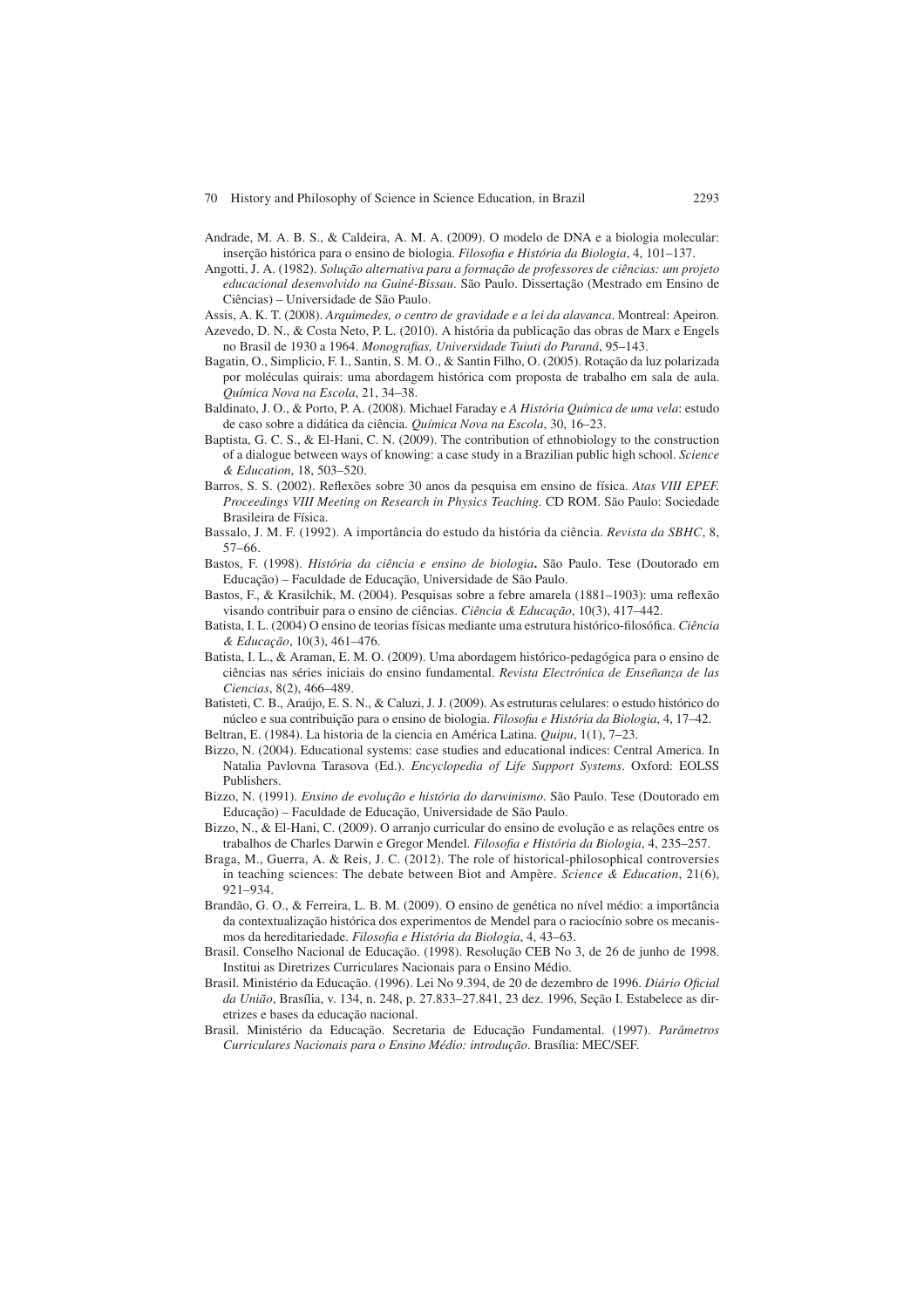Andrade, M. A. B. S., & Caldeira, A. M. A. (2009). O modelo de DNA e a biologia molecular: inserção histórica para o ensino de biologia. *Filosofia e História da Biologia*, 4, 101–137.

Angotti, J. A. (1982). *Solução alternativa para a formação de professores de ciências: um projeto educacional desenvolvido na Guiné-Bissau*. São Paulo. Dissertação (Mestrado em Ensino de Ciências) – Universidade de São Paulo.

Assis, A. K. T. (2008). *Arquimedes, o centro de gravidade e a lei da alavanca*. Montreal: Apeiron.

Azevedo, D. N., & Costa Neto, P. L. (2010). A história da publicação das obras de Marx e Engels no Brasil de 1930 a 1964. *Monografias, Universidade Tuiuti do Paraná*, 95–143.

Bagatin, O., Simplicio, F. I., Santin, S. M. O., & Santin Filho, O. (2005). Rotação da luz polarizada por moléculas quirais: uma abordagem histórica com proposta de trabalho em sala de aula. *Química Nova na Escola*, 21, 34–38.

Baldinato, J. O., & Porto, P. A. (2008). Michael Faraday e *A História Química de uma vela*: estudo de caso sobre a didática da ciência. *Química Nova na Escola*, 30, 16–23.

Baptista, G. C. S., & El-Hani, C. N. (2009). The contribution of ethnobiology to the construction of a dialogue between ways of knowing: a case study in a Brazilian public high school. *Science & Education*, 18, 503–520.

Barros, S. S. (2002). Reflexões sobre 30 anos da pesquisa em ensino de física. *Atas VIII EPEF. Proceedings VIII Meeting on Research in Physics Teaching*. CD ROM. São Paulo: Sociedade Brasileira de Física.

Bassalo, J. M. F. (1992). A importância do estudo da história da ciência. *Revista da SBHC*, 8, 57–66.

Bastos, F. (1998). *História da ciência e ensino de biologia***.** São Paulo. Tese (Doutorado em Educação) – Faculdade de Educação, Universidade de São Paulo.

Bastos, F., & Krasilchik, M. (2004). Pesquisas sobre a febre amarela (1881–1903): uma reflexão visando contribuir para o ensino de ciências. *Ciência & Educação*, 10(3), 417–442.

Batista, I. L. (2004) O ensino de teorias físicas mediante uma estrutura histórico-filosófica. *Ciência & Educação*, 10(3), 461–476.

Batista, I. L., & Araman, E. M. O. (2009). Uma abordagem histórico-pedagógica para o ensino de ciências nas séries iniciais do ensino fundamental. *Revista Electrónica de Enseñanza de las Ciencias*, 8(2), 466–489.

Batisteti, C. B., Araújo, E. S. N., & Caluzi, J. J. (2009). As estruturas celulares: o estudo histórico do núcleo e sua contribuição para o ensino de biologia. *Filosofia e História da Biologia*, 4, 17–42.

Beltran, E. (1984). La historia de la ciencia en América Latina. *Quipu*, 1(1), 7–23.

Bizzo, N. (2004). Educational systems: case studies and educational indices: Central America. In Natalia Pavlovna Tarasova (Ed.). *Encyclopedia of Life Support Systems*. Oxford: EOLSS Publishers.

Bizzo, N. (1991). *Ensino de evolução e história do darwinismo*. São Paulo. Tese (Doutorado em Educação) – Faculdade de Educação, Universidade de São Paulo.

Bizzo, N., & El-Hani, C. (2009). O arranjo curricular do ensino de evolução e as relações entre os trabalhos de Charles Darwin e Gregor Mendel. *Filosofia e História da Biologia*, 4, 235–257.

Braga, M., Guerra, A. & Reis, J. C. (2012). The role of historical-philosophical controversies in teaching sciences: The debate between Biot and Ampère. *Science & Education*, 21(6), 921–934.

Brandão, G. O., & Ferreira, L. B. M. (2009). O ensino de genética no nível médio: a importância da contextualização histórica dos experimentos de Mendel para o raciocínio sobre os mecanismos da hereditariedade. *Filosofia e História da Biologia*, 4, 43–63.

Brasil. Conselho Nacional de Educação. (1998). Resolução CEB No 3, de 26 de junho de 1998. Institui as Diretrizes Curriculares Nacionais para o Ensino Médio.

Brasil. Ministério da Educação. (1996). Lei No 9.394, de 20 de dezembro de 1996. *Diário Oficial da União*, Brasília, v. 134, n. 248, p. 27.833–27.841, 23 dez. 1996, Seção I. Estabelece as diretrizes e bases da educação nacional.

Brasil. Ministério da Educação. Secretaria de Educação Fundamental. (1997). *Parâmetros Curriculares Nacionais para o Ensino Médio: introdução*. Brasília: MEC/SEF.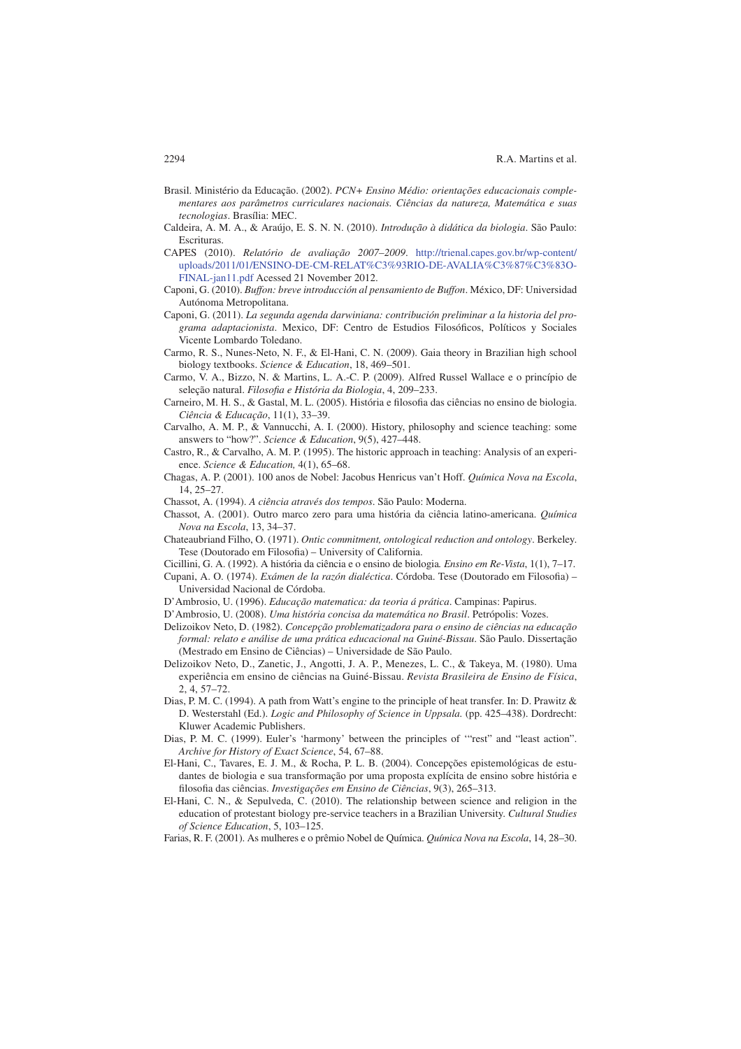Brasil. Ministério da Educação. (2002). *PCN+ Ensino Médio: orientações educacionais complementares aos parâmetros curriculares nacionais. Ciências da natureza, Matemática e suas tecnologias*. Brasília: MEC.

Caldeira, A. M. A., & Araújo, E. S. N. N. (2010). *Introdução à didática da biologia*. São Paulo: Escrituras.

CAPES (2010). *Relatório de avaliação 2007–2009*. http://trienal.capes.gov.br/wp-content/uploads/2011/01/ENSINO-DE-CM-RELAT%C3%93RIO-DE-AVALIA%C3%87%C3%83O-FINAL-jan11.pdf Acessed 21 November 2012.

Caponi, G. (2010). *Buffon: breve introducción al pensamiento de Buffon*. México, DF: Universidad Autónoma Metropolitana.

Caponi, G. (2011). *La segunda agenda darwiniana: contribución preliminar a la historia del programa adaptacionista*. Mexico, DF: Centro de Estudios Filosóficos, Políticos y Sociales Vicente Lombardo Toledano.

Carmo, R. S., Nunes-Neto, N. F., & El-Hani, C. N. (2009). Gaia theory in Brazilian high school biology textbooks. *Science & Education*, 18, 469–501.

Carmo, V. A., Bizzo, N. & Martins, L. A.-C. P. (2009). Alfred Russel Wallace e o princípio de seleção natural. *Filosofia e História da Biologia*, 4, 209–233.

Carneiro, M. H. S., & Gastal, M. L. (2005). História e filosofia das ciências no ensino de biologia. *Ciência & Educação*, 11(1), 33–39.

Carvalho, A. M. P., & Vannucchi, A. I. (2000). History, philosophy and science teaching: some answers to "how?". *Science & Education*, 9(5), 427–448.

Castro, R., & Carvalho, A. M. P. (1995). The historic approach in teaching: Analysis of an experience. *Science & Education,* 4(1), 65–68.

Chagas, A. P. (2001). 100 anos de Nobel: Jacobus Henricus van't Hoff. *Química Nova na Escola*, 14, 25–27.

Chassot, A. (1994). *A ciência através dos tempos*. São Paulo: Moderna.

Chassot, A. (2001). Outro marco zero para uma história da ciência latino-americana. *Química Nova na Escola*, 13, 34–37.

Chateaubriand Filho, O. (1971). *Ontic commitment, ontological reduction and ontology*. Berkeley. Tese (Doutorado em Filosofia) – University of California.

Cicillini, G. A. (1992). A história da ciência e o ensino de biologia*. Ensino em Re-Vista*, 1(1), 7–17.

Cupani, A. O. (1974). *Exámen de la razón dialéctica*. Córdoba. Tese (Doutorado em Filosofia) – Universidad Nacional de Córdoba.

D'Ambrosio, U. (1996). *Educação matematica: da teoria á prática*. Campinas: Papirus.

D'Ambrosio, U. (2008). *Uma história concisa da matemática no Brasil*. Petrópolis: Vozes.

Delizoikov Neto, D. (1982). *Concepção problematizadora para o ensino de ciências na educação formal: relato e análise de uma prática educacional na Guiné-Bissau*. São Paulo. Dissertação (Mestrado em Ensino de Ciências) – Universidade de São Paulo.

Delizoikov Neto, D., Zanetic, J., Angotti, J. A. P., Menezes, L. C., & Takeya, M. (1980). Uma experiência em ensino de ciências na Guiné-Bissau. *Revista Brasileira de Ensino de Física*, 2, 4, 57–72.

Dias, P. M. C. (1994). A path from Watt's engine to the principle of heat transfer. In: D. Prawitz & D. Westerstahl (Ed.). *Logic and Philosophy of Science in Uppsala.* (pp. 425–438). Dordrecht: Kluwer Academic Publishers.

Dias, P. M. C. (1999). Euler's 'harmony' between the principles of '"rest" and "least action". *Archive for History of Exact Science*, 54, 67–88.

El-Hani, C., Tavares, E. J. M., & Rocha, P. L. B. (2004). Concepções epistemológicas de estudantes de biologia e sua transformação por uma proposta explícita de ensino sobre história e filosofia das ciências. *Investigações em Ensino de Ciências*, 9(3), 265–313.

El-Hani, C. N., & Sepulveda, C. (2010). The relationship between science and religion in the education of protestant biology pre-service teachers in a Brazilian University. *Cultural Studies of Science Education*, 5, 103–125.

Farias, R. F. (2001). As mulheres e o prêmio Nobel de Química. *Química Nova na Escola*, 14, 28–30.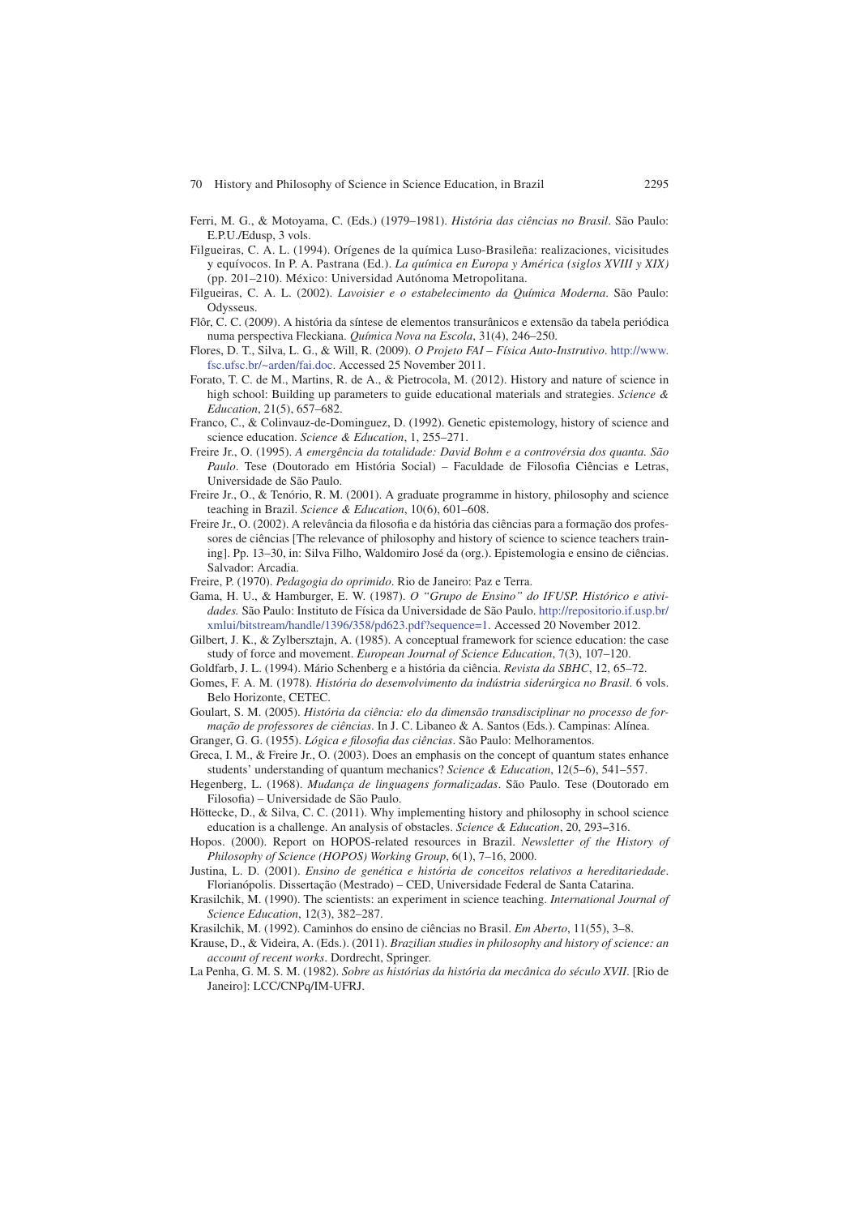Ferri, M. G., & Motoyama, C. (Eds.) (1979–1981). *História das ciências no Brasil*. São Paulo: E.P.U./Edusp, 3 vols.

Filgueiras, C. A. L. (1994). Orígenes de la química Luso-Brasileña: realizaciones, vicisitudes y equívocos. In P. A. Pastrana (Ed.). *La química en Europa y América (siglos XVIII y XIX)* (pp. 201–210). México: Universidad Autónoma Metropolitana.

Filgueiras, C. A. L. (2002). *Lavoisier e o estabelecimento da Química Moderna*. São Paulo: Odysseus.

Flôr, C. C. (2009). A história da síntese de elementos transurânicos e extensão da tabela periódica numa perspectiva Fleckiana. *Química Nova na Escola*, 31(4), 246–250.

Flores, D. T., Silva, L. G., & Will, R. (2009). *O Projeto FAI – Física Auto-Instrutivo*. http://www.fsc.ufsc.br/~arden/fai.doc. Accessed 25 November 2011.

Forato, T. C. de M., Martins, R. de A., & Pietrocola, M. (2012). History and nature of science in high school: Building up parameters to guide educational materials and strategies. *Science & Education*, 21(5), 657–682.

Franco, C., & Colinvaux-de-Dominguez, D. (1992). Genetic epistemology, history of science and science education. *Science & Education*, 1, 255–271.

Freire Jr., O. (1995). *A emergência da totalidade: David Bohm e a controvérsia dos quanta. São Paulo*. Tese (Doutorado em História Social) – Faculdade de Filosofia Ciências e Letras, Universidade de São Paulo.

Freire Jr., O., & Tenório, R. M. (2001). A graduate programme in history, philosophy and science teaching in Brazil. *Science & Education*, 10(6), 601–608.

Freire Jr., O. (2002). A relevância da filosofia e da história das ciências para a formação dos professores de ciências [The relevance of philosophy and history of science to science teachers training]. Pp. 13–30, in: Silva Filho, Waldomiro José da (org.). Epistemologia e ensino de ciências. Salvador: Arcadia.

Freire, P. (1970). *Pedagogia do oprimido*. Rio de Janeiro: Paz e Terra.

Gama, H. U., & Hamburger, E. W. (1987). *O "Grupo de Ensino" do IFUSP. Histórico e atividades.* São Paulo: Instituto de Física da Universidade de São Paulo. http://repositorio.if.usp.br/xmlui/bitstream/handle/1396/358/pd623.pdf?sequence=1. Accessed 20 November 2012.

Gilbert, J. K., & Zylbersztajn, A. (1985). A conceptual framework for science education: the case study of force and movement. *European Journal of Science Education*, 7(3), 107–120.

Goldfarb, J. L. (1994). Mário Schenberg e a história da ciência. *Revista da SBHC*, 12, 65–72.

Gomes, F. A. M. (1978). *História do desenvolvimento da indústria siderúrgica no Brasil*. 6 vols. Belo Horizonte, CETEC.

Goulart, S. M. (2005). *História da ciência: elo da dimensão transdisciplinar no processo de formação de professores de ciências*. In J. C. Libaneo & A. Santos (Eds.). Campinas: Alínea.

Granger, G. G. (1955). *Lógica e filosofia das ciências*. São Paulo: Melhoramentos.

Greca, I. M., & Freire Jr., O. (2003). Does an emphasis on the concept of quantum states enhance students' understanding of quantum mechanics? *Science & Education*, 12(5–6), 541–557.

Hegenberg, L. (1968). *Mudança de linguagens formalizadas*. São Paulo. Tese (Doutorado em Filosofia) – Universidade de São Paulo.

Höttecke, D., & Silva, C. C. (2011). Why implementing history and philosophy in school science education is a challenge. An analysis of obstacles. *Science & Education*, 20, 293–316.

Hopos. (2000). Report on HOPOS-related resources in Brazil. *Newsletter of the History of Philosophy of Science (HOPOS) Working Group*, 6(1), 7–16, 2000.

Justina, L. D. (2001). *Ensino de genética e história de conceitos relativos a hereditariedade*. Florianópolis. Dissertação (Mestrado) – CED, Universidade Federal de Santa Catarina.

Krasilchik, M. (1990). The scientists: an experiment in science teaching. *International Journal of Science Education*, 12(3), 382–287.

Krasilchik, M. (1992). Caminhos do ensino de ciências no Brasil. *Em Aberto*, 11(55), 3–8.

Krause, D., & Videira, A. (Eds.). (2011). *Brazilian studies in philosophy and history of science: an account of recent works*. Dordrecht, Springer.

La Penha, G. M. S. M. (1982). *Sobre as histórias da história da mecânica do século XVII*. [Rio de Janeiro]: LCC/CNPq/IM-UFRJ.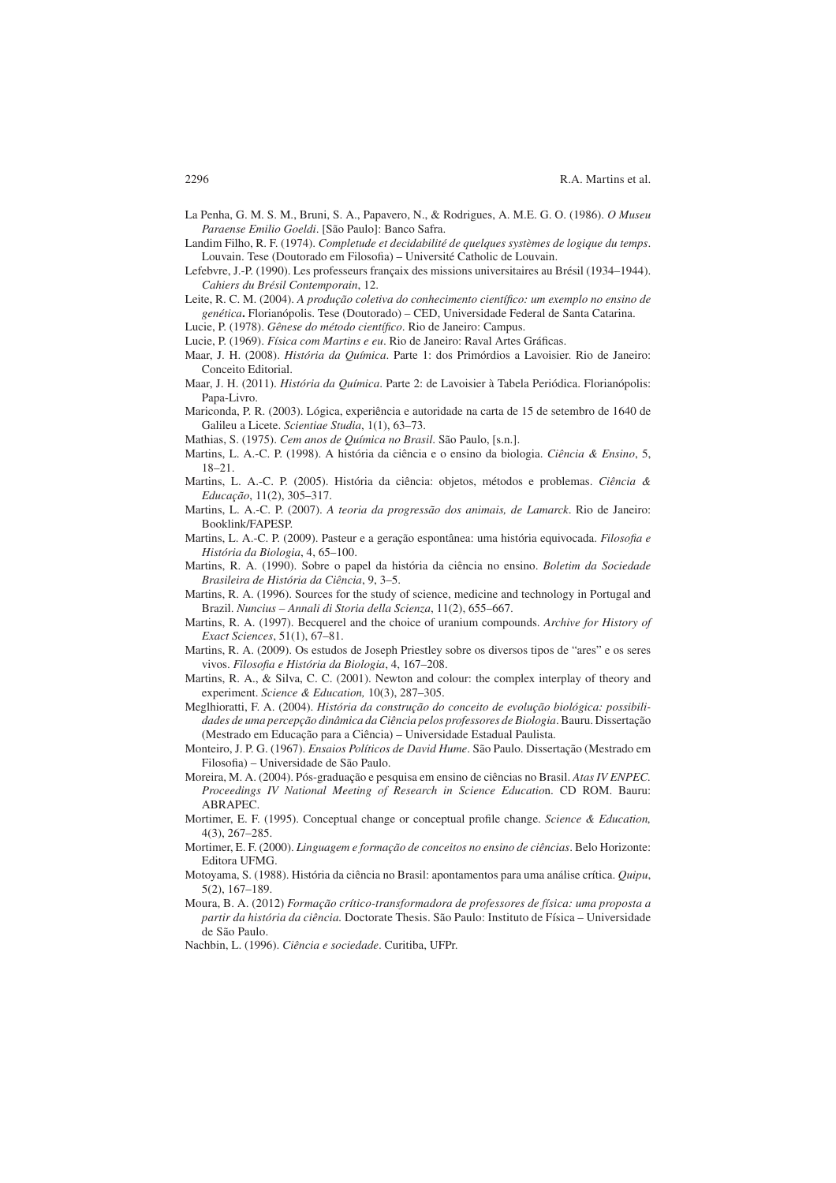La Penha, G. M. S. M., Bruni, S. A., Papavero, N., & Rodrigues, A. M.E. G. O. (1986). *O Museu Paraense Emilio Goeldi*. [São Paulo]: Banco Safra.

Landim Filho, R. F. (1974). *Completude et decidabilité de quelques systèmes de logique du temps*. Louvain. Tese (Doutorado em Filosofia) – Université Catholic de Louvain.

Lefebvre, J.-P. (1990). Les professeurs français des missions universitaires au Brésil (1934–1944). *Cahiers du Brésil Contemporain*, 12.

Leite, R. C. M. (2004). *A produção coletiva do conhecimento científico: um exemplo no ensino de genética***.** Florianópolis. Tese (Doutorado) – CED, Universidade Federal de Santa Catarina.

Lucie, P. (1978). *Gênese do método científico*. Rio de Janeiro: Campus.

Lucie, P. (1969). *Física com Martins e eu*. Rio de Janeiro: Raval Artes Gráficas.

Maar, J. H. (2008). *História da Química*. Parte 1: dos Primórdios a Lavoisier. Rio de Janeiro: Conceito Editorial.

Maar, J. H. (2011). *História da Química*. Parte 2: de Lavoisier à Tabela Periódica. Florianópolis: Papa-Livro.

Mariconda, P. R. (2003). Lógica, experiência e autoridade na carta de 15 de setembro de 1640 de Galileu a Licete. *Scientiae Studia*, 1(1), 63–73.

Mathias, S. (1975). *Cem anos de Química no Brasil*. São Paulo, [s.n.].

Martins, L. A.-C. P. (1998). A história da ciência e o ensino da biologia. *Ciência & Ensino*, 5, 18–21.

Martins, L. A.-C. P. (2005). História da ciência: objetos, métodos e problemas. *Ciência & Educação*, 11(2), 305–317.

Martins, L. A.-C. P. (2007). *A teoria da progressão dos animais, de Lamarck*. Rio de Janeiro: Booklink/FAPESP.

Martins, L. A.-C. P. (2009). Pasteur e a geração espontânea: uma história equivocada. *Filosofia e História da Biologia*, 4, 65–100.

Martins, R. A. (1990). Sobre o papel da história da ciência no ensino. *Boletim da Sociedade Brasileira de História da Ciência*, 9, 3–5.

Martins, R. A. (1996). Sources for the study of science, medicine and technology in Portugal and Brazil. *Nuncius – Annali di Storia della Scienza*, 11(2), 655–667.

Martins, R. A. (1997). Becquerel and the choice of uranium compounds. *Archive for History of Exact Sciences*, 51(1), 67–81.

Martins, R. A. (2009). Os estudos de Joseph Priestley sobre os diversos tipos de "ares" e os seres vivos. *Filosofia e História da Biologia*, 4, 167–208.

Martins, R. A., & Silva, C. C. (2001). Newton and colour: the complex interplay of theory and experiment. *Science & Education,* 10(3), 287–305.

Meglhioratti, F. A. (2004). *História da construção do conceito de evolução biológica: possibilidades de uma percepção dinâmica da Ciência pelos professores de Biologia*. Bauru. Dissertação (Mestrado em Educação para a Ciência) – Universidade Estadual Paulista.

Monteiro, J. P. G. (1967). *Ensaios Políticos de David Hume*. São Paulo. Dissertação (Mestrado em Filosofia) – Universidade de São Paulo.

Moreira, M. A. (2004). Pós-graduação e pesquisa em ensino de ciências no Brasil. *Atas IV ENPEC. Proceedings IV National Meeting of Research in Science Educatio*n. CD ROM. Bauru: ABRAPEC.

Mortimer, E. F. (1995). Conceptual change or conceptual profile change. *Science & Education,* 4(3), 267–285.

Mortimer, E. F. (2000). *Linguagem e formação de conceitos no ensino de ciências*. Belo Horizonte: Editora UFMG.

Motoyama, S. (1988). História da ciência no Brasil: apontamentos para uma análise crítica. *Quipu*, 5(2), 167–189.

Moura, B. A. (2012) *Formação crítico-transformadora de professores de física: uma proposta a partir da história da ciência.* Doctorate Thesis. São Paulo: Instituto de Física – Universidade de São Paulo.

Nachbin, L. (1996). *Ciência e sociedade*. Curitiba, UFPr.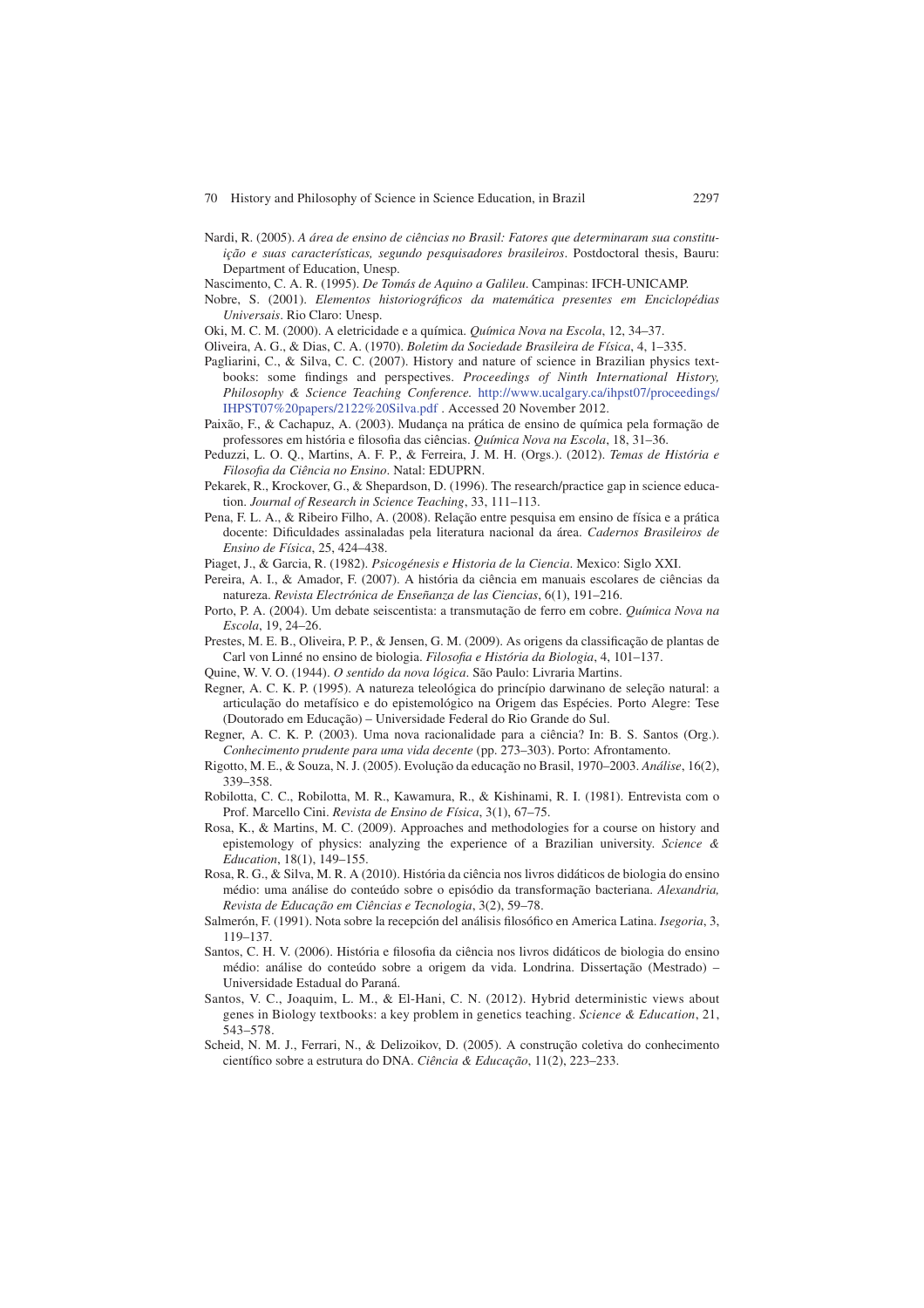Nardi, R. (2005). *A área de ensino de ciências no Brasil: Fatores que determinaram sua constituição e suas características, segundo pesquisadores brasileiros*. Postdoctoral thesis, Bauru: Department of Education, Unesp.

Nascimento, C. A. R. (1995). *De Tomás de Aquino a Galileu*. Campinas: IFCH-UNICAMP.

Nobre, S. (2001). *Elementos historiográficos da matemática presentes em Enciclopédias Universais*. Rio Claro: Unesp.

Oki, M. C. M. (2000). A eletricidade e a química. *Química Nova na Escola*, 12, 34–37.

Oliveira, A. G., & Dias, C. A. (1970). *Boletim da Sociedade Brasileira de Física*, 4, 1–335.

Pagliarini, C., & Silva, C. C. (2007). History and nature of science in Brazilian physics textbooks: some findings and perspectives. *Proceedings of Ninth International History, Philosophy & Science Teaching Conference*. http://www.ucalgary.ca/ihpst07/proceedings/IHPST07%20papers/2122%20Silva.pdf . Accessed 20 November 2012.

Paixão, F., & Cachapuz, A. (2003). Mudança na prática de ensino de química pela formação de professores em história e filosofia das ciências. *Química Nova na Escola*, 18, 31–36.

Peduzzi, L. O. Q., Martins, A. F. P., & Ferreira, J. M. H. (Orgs.). (2012). *Temas de História e Filosofia da Ciência no Ensino*. Natal: EDUPRN.

Pekarek, R., Krockover, G., & Shepardson, D. (1996). The research/practice gap in science education. *Journal of Research in Science Teaching*, 33, 111–113.

Pena, F. L. A., & Ribeiro Filho, A. (2008). Relação entre pesquisa em ensino de física e a prática docente: Dificuldades assinaladas pela literatura nacional da área. *Cadernos Brasileiros de Ensino de Física*, 25, 424–438.

Piaget, J., & Garcia, R. (1982). *Psicogénesis e Historia de la Ciencia*. Mexico: Siglo XXI.

Pereira, A. I., & Amador, F. (2007). A história da ciência em manuais escolares de ciências da natureza. *Revista Electrónica de Enseñanza de las Ciencias*, 6(1), 191–216.

Porto, P. A. (2004). Um debate seiscentista: a transmutação de ferro em cobre. *Química Nova na Escola*, 19, 24–26.

Prestes, M. E. B., Oliveira, P. P., & Jensen, G. M. (2009). As origens da classificação de plantas de Carl von Linné no ensino de biologia. *Filosofia e História da Biologia*, 4, 101–137.

Quine, W. V. O. (1944). *O sentido da nova lógica*. São Paulo: Livraria Martins.

Regner, A. C. K. P. (1995). A natureza teleológica do princípio darwinano de seleção natural: a articulação do metafísico e do epistemológico na Origem das Espécies. Porto Alegre: Tese (Doutorado em Educação) – Universidade Federal do Rio Grande do Sul.

Regner, A. C. K. P. (2003). Uma nova racionalidade para a ciência? In: B. S. Santos (Org.). *Conhecimento prudente para uma vida decente* (pp. 273–303). Porto: Afrontamento.

Rigotto, M. E., & Souza, N. J. (2005). Evolução da educação no Brasil, 1970–2003. *Análise*, 16(2), 339–358.

Robilotta, C. C., Robilotta, M. R., Kawamura, R., & Kishinami, R. I. (1981). Entrevista com o Prof. Marcello Cini. *Revista de Ensino de Física*, 3(1), 67–75.

Rosa, K., & Martins, M. C. (2009). Approaches and methodologies for a course on history and epistemology of physics: analyzing the experience of a Brazilian university. *Science & Education*, 18(1), 149–155.

Rosa, R. G., & Silva, M. R. A (2010). História da ciência nos livros didáticos de biologia do ensino médio: uma análise do conteúdo sobre o episódio da transformação bacteriana. *Alexandria, Revista de Educação em Ciências e Tecnologia*, 3(2), 59–78.

Salmerón, F. (1991). Nota sobre la recepción del análisis filosófico en America Latina. *Isegoria*, 3, 119–137.

Santos, C. H. V. (2006). História e filosofia da ciência nos livros didáticos de biologia do ensino médio: análise do conteúdo sobre a origem da vida. Londrina. Dissertação (Mestrado) – Universidade Estadual do Paraná.

Santos, V. C., Joaquim, L. M., & El-Hani, C. N. (2012). Hybrid deterministic views about genes in Biology textbooks: a key problem in genetics teaching. *Science & Education*, 21, 543–578.

Scheid, N. M. J., Ferrari, N., & Delizoikov, D. (2005). A construção coletiva do conhecimento científico sobre a estrutura do DNA. *Ciência & Educação*, 11(2), 223–233.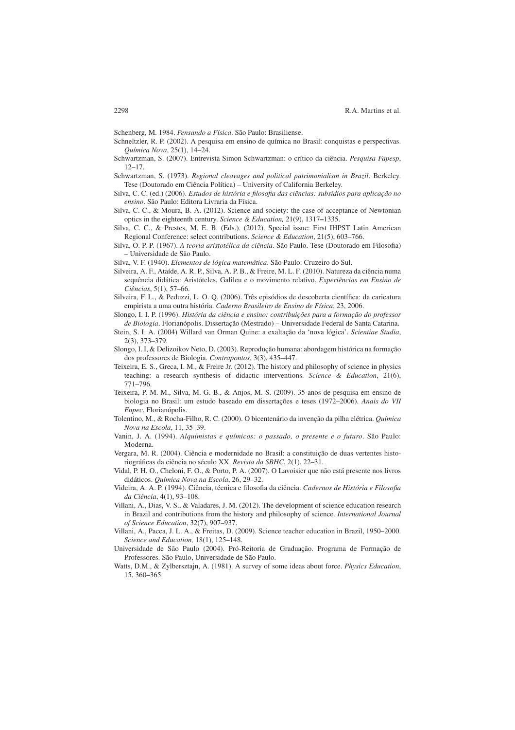Schenberg, M. 1984. *Pensando a Física*. São Paulo: Brasiliense.

Schneltzler, R. P. (2002). A pesquisa em ensino de química no Brasil: conquistas e perspectivas. *Química Nova*, 25(1), 14–24.

Schwartzman, S. (2007). Entrevista Simon Schwartzman: o crítico da ciência. *Pesquisa Fapesp*, 12–17.

Schwartzman, S. (1973). *Regional cleavages and political patrimonialism in Brazil*. Berkeley. Tese (Doutorado em Ciência Política) – University of California Berkeley.

Silva, C. C. (ed.) (2006). *Estudos de história e filosofia das ciências: subsídios para aplicação no ensino*. São Paulo: Editora Livraria da Física.

Silva, C. C., & Moura, B. A. (2012). Science and society: the case of acceptance of Newtonian optics in the eighteenth century. *Science & Education,* 21(9), 1317–1335.

Silva, C. C., & Prestes, M. E. B. (Eds.). (2012). Special issue: First IHPST Latin American Regional Conference: select contributions. *Science & Education*, 21(5), 603–766.

Silva, O. P. P. (1967). *A teoria aristotélica da ciência*. São Paulo. Tese (Doutorado em Filosofia) – Universidade de São Paulo.

Silva, V. F. (1940). *Elementos de lógica matemática*. São Paulo: Cruzeiro do Sul.

Silveira, A. F., Ataíde, A. R. P., Silva, A. P. B., & Freire, M. L. F. (2010). Natureza da ciência numa sequência didática: Aristóteles, Galileu e o movimento relativo. *Experiências em Ensino de Ciências*, 5(1), 57–66.

Silveira, F. L., & Peduzzi, L. O. Q. (2006). Três episódios de descoberta científica: da caricatura empirista a uma outra história. *Caderno Brasileiro de Ensino de Física*, 23, 2006.

Slongo, I. I. P. (1996). *História da ciência e ensino: contribuições para a formação do professor de Biologia*. Florianópolis. Dissertação (Mestrado) – Universidade Federal de Santa Catarina.

Stein, S. I. A. (2004) Willard van Orman Quine: a exaltação da 'nova lógica'. *Scientiae Studia*, 2(3), 373–379.

Slongo, I. I, & Delizoikov Neto, D. (2003). Reprodução humana: abordagem histórica na formação dos professores de Biologia. *Contrapontos*, 3(3), 435–447.

Teixeira, E. S., Greca, I. M., & Freire Jr. (2012). The history and philosophy of science in physics teaching: a research synthesis of didactic interventions. *Science & Education*, 21(6), 771–796.

Teixeira, P. M. M., Silva, M. G. B., & Anjos, M. S. (2009). 35 anos de pesquisa em ensino de biologia no Brasil: um estudo baseado em dissertações e teses (1972–2006). *Anais do VII Enpec*, Florianópolis.

Tolentino, M., & Rocha-Filho, R. C. (2000). O bicentenário da invenção da pilha elétrica. *Química Nova na Escola*, 11, 35–39.

Vanin, J. A. (1994). *Alquimistas e químicos: o passado, o presente e o futuro*. São Paulo: Moderna.

Vergara, M. R. (2004). Ciência e modernidade no Brasil: a constituição de duas vertentes historiográficas da ciência no século XX. *Revista da SBHC*, 2(1), 22–31.

Vidal, P. H. O., Cheloni, F. O., & Porto, P. A. (2007). O Lavoisier que não está presente nos livros didáticos. *Química Nova na Escola*, 26, 29–32.

Videira, A. A. P. (1994). Ciência, técnica e filosofia da ciência. *Cadernos de História e Filosofia da Ciência*, 4(1), 93–108.

Villani, A., Dias, V. S., & Valadares, J. M. (2012). The development of science education research in Brazil and contributions from the history and philosophy of science. *International Journal of Science Education*, 32(7), 907–937.

Villani, A., Pacca, J. L. A., & Freitas, D. (2009). Science teacher education in Brazil, 1950–2000. *Science and Education,* 18(1), 125–148.

Universidade de São Paulo (2004). Pró-Reitoria de Graduação. Programa de Formação de Professores. São Paulo, Universidade de São Paulo.

Watts, D.M., & Zylbersztajn, A. (1981). A survey of some ideas about force. *Physics Education*, 15, 360–365.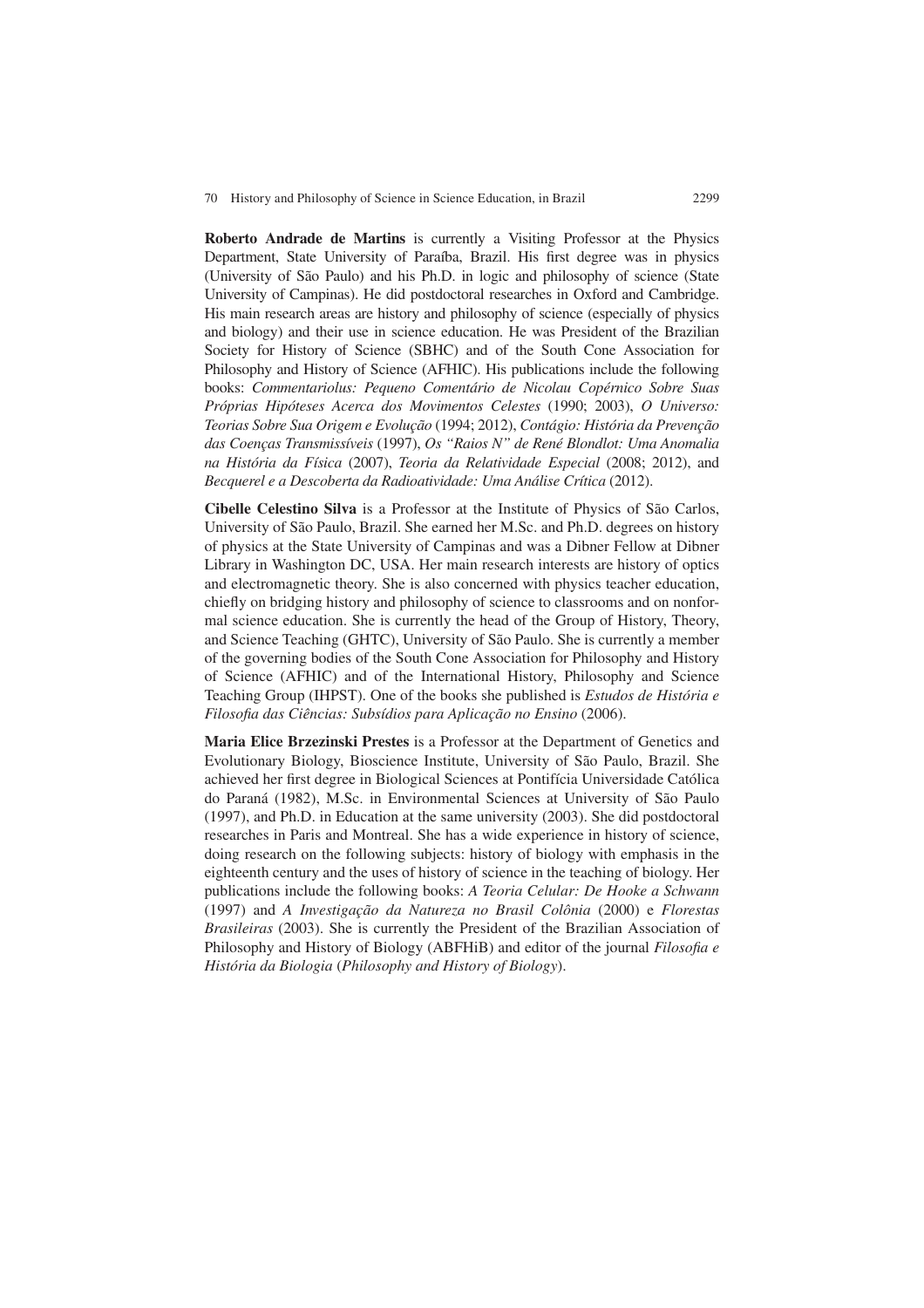**Roberto Andrade de Martins** is currently a Visiting Professor at the Physics Department, State University of Paraíba, Brazil. His first degree was in physics (University of São Paulo) and his Ph.D. in logic and philosophy of science (State University of Campinas). He did postdoctoral researches in Oxford and Cambridge. His main research areas are history and philosophy of science (especially of physics and biology) and their use in science education. He was President of the Brazilian Society for History of Science (SBHC) and of the South Cone Association for Philosophy and History of Science (AFHIC). His publications include the following books: *Commentariolus: Pequeno Comentário de Nicolau Copérnico Sobre Suas Próprias Hipóteses Acerca dos Movimentos Celestes* (1990; 2003), *O Universo: Teorias Sobre Sua Origem e Evolução* (1994; 2012), *Contágio: História da Prevenção das Coenças Transmissíveis* (1997), *Os "Raios N" de René Blondlot: Uma Anomalia na História da Física* (2007), *Teoria da Relatividade Especial* (2008; 2012), and *Becquerel e a Descoberta da Radioatividade: Uma Análise Crítica* (2012).

**Cibelle Celestino Silva** is a Professor at the Institute of Physics of São Carlos, University of São Paulo, Brazil. She earned her M.Sc. and Ph.D. degrees on history of physics at the State University of Campinas and was a Dibner Fellow at Dibner Library in Washington DC, USA. Her main research interests are history of optics and electromagnetic theory. She is also concerned with physics teacher education, chiefly on bridging history and philosophy of science to classrooms and on nonformal science education. She is currently the head of the Group of History, Theory, and Science Teaching (GHTC), University of São Paulo. She is currently a member of the governing bodies of the South Cone Association for Philosophy and History of Science (AFHIC) and of the International History, Philosophy and Science Teaching Group (IHPST). One of the books she published is *Estudos de História e Filosofia das Ciências: Subsídios para Aplicação no Ensino* (2006).

**Maria Elice Brzezinski Prestes** is a Professor at the Department of Genetics and Evolutionary Biology, Bioscience Institute, University of São Paulo, Brazil. She achieved her first degree in Biological Sciences at Pontifícia Universidade Católica do Paraná (1982), M.Sc. in Environmental Sciences at University of São Paulo (1997), and Ph.D. in Education at the same university (2003). She did postdoctoral researches in Paris and Montreal. She has a wide experience in history of science, doing research on the following subjects: history of biology with emphasis in the eighteenth century and the uses of history of science in the teaching of biology. Her publications include the following books: *A Teoria Celular: De Hooke a Schwann* (1997) and *A Investigação da Natureza no Brasil Colônia* (2000) e *Florestas Brasileiras* (2003). She is currently the President of the Brazilian Association of Philosophy and History of Biology (ABFHiB) and editor of the journal *Filosofia e História da Biologia* (*Philosophy and History of Biology*).